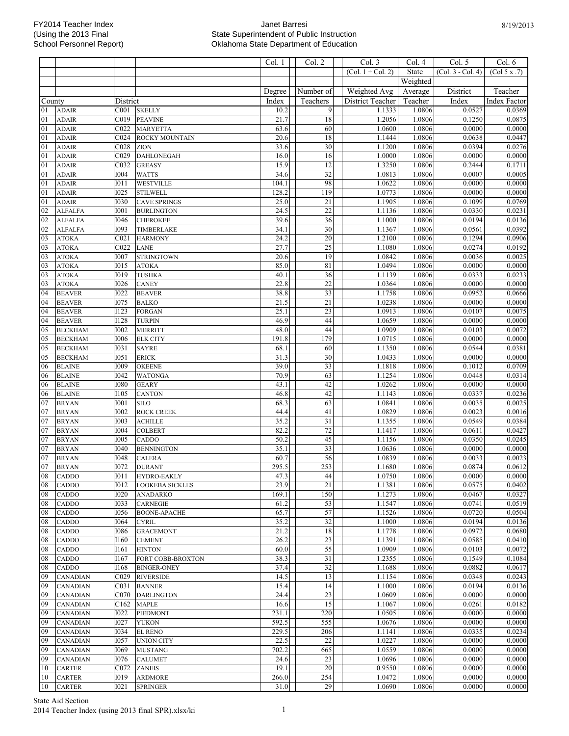FY2014 Teacher Index
(Using the 2013 Final School Personnel Report)

Janet Barresi
State Superintendent of Public Instruction
Oklahoma State Department of Education

8/19/2013

| County | | District | | Col. 1 | Col. 2 | Col. 3 | Col. 4 | Col. 5 | Col. 6 |
|---|---|---|---|---|---|---|---|---|---|
| | | | | | | (Col. 1 ÷ Col. 2) | State Weighted | (Col. 3 - Col. 4) | (Col 5 x .7) |
| | | | | Degree Index | Number of Teachers | Weighted Avg District Teacher | Average Teacher | District Index | Teacher Index Factor |
| 01 | ADAIR | C001 | SKELLY | 10.2 | 9 | 1.1333 | 1.0806 | 0.0527 | 0.0369 |
| 01 | ADAIR | C019 | PEAVINE | 21.7 | 18 | 1.2056 | 1.0806 | 0.1250 | 0.0875 |
| 01 | ADAIR | C022 | MARYETTA | 63.6 | 60 | 1.0600 | 1.0806 | 0.0000 | 0.0000 |
| 01 | ADAIR | C024 | ROCKY MOUNTAIN | 20.6 | 18 | 1.1444 | 1.0806 | 0.0638 | 0.0447 |
| 01 | ADAIR | C028 | ZION | 33.6 | 30 | 1.1200 | 1.0806 | 0.0394 | 0.0276 |
| 01 | ADAIR | C029 | DAHLONEGAH | 16.0 | 16 | 1.0000 | 1.0806 | 0.0000 | 0.0000 |
| 01 | ADAIR | C032 | GREASY | 15.9 | 12 | 1.3250 | 1.0806 | 0.2444 | 0.1711 |
| 01 | ADAIR | I004 | WATTS | 34.6 | 32 | 1.0813 | 1.0806 | 0.0007 | 0.0005 |
| 01 | ADAIR | I011 | WESTVILLE | 104.1 | 98 | 1.0622 | 1.0806 | 0.0000 | 0.0000 |
| 01 | ADAIR | I025 | STILWELL | 128.2 | 119 | 1.0773 | 1.0806 | 0.0000 | 0.0000 |
| 01 | ADAIR | I030 | CAVE SPRINGS | 25.0 | 21 | 1.1905 | 1.0806 | 0.1099 | 0.0769 |
| 02 | ALFALFA | I001 | BURLINGTON | 24.5 | 22 | 1.1136 | 1.0806 | 0.0330 | 0.0231 |
| 02 | ALFALFA | I046 | CHEROKEE | 39.6 | 36 | 1.1000 | 1.0806 | 0.0194 | 0.0136 |
| 02 | ALFALFA | I093 | TIMBERLAKE | 34.1 | 30 | 1.1367 | 1.0806 | 0.0561 | 0.0392 |
| 03 | ATOKA | C021 | HARMONY | 24.2 | 20 | 1.2100 | 1.0806 | 0.1294 | 0.0906 |
| 03 | ATOKA | C022 | LANE | 27.7 | 25 | 1.1080 | 1.0806 | 0.0274 | 0.0192 |
| 03 | ATOKA | I007 | STRINGTOWN | 20.6 | 19 | 1.0842 | 1.0806 | 0.0036 | 0.0025 |
| 03 | ATOKA | I015 | ATOKA | 85.0 | 81 | 1.0494 | 1.0806 | 0.0000 | 0.0000 |
| 03 | ATOKA | I019 | TUSHKA | 40.1 | 36 | 1.1139 | 1.0806 | 0.0333 | 0.0233 |
| 03 | ATOKA | I026 | CANEY | 22.8 | 22 | 1.0364 | 1.0806 | 0.0000 | 0.0000 |
| 04 | BEAVER | I022 | BEAVER | 38.8 | 33 | 1.1758 | 1.0806 | 0.0952 | 0.0666 |
| 04 | BEAVER | I075 | BALKO | 21.5 | 21 | 1.0238 | 1.0806 | 0.0000 | 0.0000 |
| 04 | BEAVER | I123 | FORGAN | 25.1 | 23 | 1.0913 | 1.0806 | 0.0107 | 0.0075 |
| 04 | BEAVER | I128 | TURPIN | 46.9 | 44 | 1.0659 | 1.0806 | 0.0000 | 0.0000 |
| 05 | BECKHAM | I002 | MERRITT | 48.0 | 44 | 1.0909 | 1.0806 | 0.0103 | 0.0072 |
| 05 | BECKHAM | I006 | ELK CITY | 191.8 | 179 | 1.0715 | 1.0806 | 0.0000 | 0.0000 |
| 05 | BECKHAM | I031 | SAYRE | 68.1 | 60 | 1.1350 | 1.0806 | 0.0544 | 0.0381 |
| 05 | BECKHAM | I051 | ERICK | 31.3 | 30 | 1.0433 | 1.0806 | 0.0000 | 0.0000 |
| 06 | BLAINE | I009 | OKEENE | 39.0 | 33 | 1.1818 | 1.0806 | 0.1012 | 0.0709 |
| 06 | BLAINE | I042 | WATONGA | 70.9 | 63 | 1.1254 | 1.0806 | 0.0448 | 0.0314 |
| 06 | BLAINE | I080 | GEARY | 43.1 | 42 | 1.0262 | 1.0806 | 0.0000 | 0.0000 |
| 06 | BLAINE | I105 | CANTON | 46.8 | 42 | 1.1143 | 1.0806 | 0.0337 | 0.0236 |
| 07 | BRYAN | I001 | SILO | 68.3 | 63 | 1.0841 | 1.0806 | 0.0035 | 0.0025 |
| 07 | BRYAN | I002 | ROCK CREEK | 44.4 | 41 | 1.0829 | 1.0806 | 0.0023 | 0.0016 |
| 07 | BRYAN | I003 | ACHILLE | 35.2 | 31 | 1.1355 | 1.0806 | 0.0549 | 0.0384 |
| 07 | BRYAN | I004 | COLBERT | 82.2 | 72 | 1.1417 | 1.0806 | 0.0611 | 0.0427 |
| 07 | BRYAN | I005 | CADDO | 50.2 | 45 | 1.1156 | 1.0806 | 0.0350 | 0.0245 |
| 07 | BRYAN | I040 | BENNINGTON | 35.1 | 33 | 1.0636 | 1.0806 | 0.0000 | 0.0000 |
| 07 | BRYAN | I048 | CALERA | 60.7 | 56 | 1.0839 | 1.0806 | 0.0033 | 0.0023 |
| 07 | BRYAN | I072 | DURANT | 295.5 | 253 | 1.1680 | 1.0806 | 0.0874 | 0.0612 |
| 08 | CADDO | I011 | HYDRO-EAKLY | 47.3 | 44 | 1.0750 | 1.0806 | 0.0000 | 0.0000 |
| 08 | CADDO | I012 | LOOKEBA SICKLES | 23.9 | 21 | 1.1381 | 1.0806 | 0.0575 | 0.0402 |
| 08 | CADDO | I020 | ANADARKO | 169.1 | 150 | 1.1273 | 1.0806 | 0.0467 | 0.0327 |
| 08 | CADDO | I033 | CARNEGIE | 61.2 | 53 | 1.1547 | 1.0806 | 0.0741 | 0.0519 |
| 08 | CADDO | I056 | BOONE-APACHE | 65.7 | 57 | 1.1526 | 1.0806 | 0.0720 | 0.0504 |
| 08 | CADDO | I064 | CYRIL | 35.2 | 32 | 1.1000 | 1.0806 | 0.0194 | 0.0136 |
| 08 | CADDO | I086 | GRACEMONT | 21.2 | 18 | 1.1778 | 1.0806 | 0.0972 | 0.0680 |
| 08 | CADDO | I160 | CEMENT | 26.2 | 23 | 1.1391 | 1.0806 | 0.0585 | 0.0410 |
| 08 | CADDO | I161 | HINTON | 60.0 | 55 | 1.0909 | 1.0806 | 0.0103 | 0.0072 |
| 08 | CADDO | I167 | FORT COBB-BROXTON | 38.3 | 31 | 1.2355 | 1.0806 | 0.1549 | 0.1084 |
| 08 | CADDO | I168 | BINGER-ONEY | 37.4 | 32 | 1.1688 | 1.0806 | 0.0882 | 0.0617 |
| 09 | CANADIAN | C029 | RIVERSIDE | 14.5 | 13 | 1.1154 | 1.0806 | 0.0348 | 0.0243 |
| 09 | CANADIAN | C031 | BANNER | 15.4 | 14 | 1.1000 | 1.0806 | 0.0194 | 0.0136 |
| 09 | CANADIAN | C070 | DARLINGTON | 24.4 | 23 | 1.0609 | 1.0806 | 0.0000 | 0.0000 |
| 09 | CANADIAN | C162 | MAPLE | 16.6 | 15 | 1.1067 | 1.0806 | 0.0261 | 0.0182 |
| 09 | CANADIAN | I022 | PIEDMONT | 231.1 | 220 | 1.0505 | 1.0806 | 0.0000 | 0.0000 |
| 09 | CANADIAN | I027 | YUKON | 592.5 | 555 | 1.0676 | 1.0806 | 0.0000 | 0.0000 |
| 09 | CANADIAN | I034 | EL RENO | 229.5 | 206 | 1.1141 | 1.0806 | 0.0335 | 0.0234 |
| 09 | CANADIAN | I057 | UNION CITY | 22.5 | 22 | 1.0227 | 1.0806 | 0.0000 | 0.0000 |
| 09 | CANADIAN | I069 | MUSTANG | 702.2 | 665 | 1.0559 | 1.0806 | 0.0000 | 0.0000 |
| 09 | CANADIAN | I076 | CALUMET | 24.6 | 23 | 1.0696 | 1.0806 | 0.0000 | 0.0000 |
| 10 | CARTER | C072 | ZANEIS | 19.1 | 20 | 0.9550 | 1.0806 | 0.0000 | 0.0000 |
| 10 | CARTER | I019 | ARDMORE | 266.0 | 254 | 1.0472 | 1.0806 | 0.0000 | 0.0000 |
| 10 | CARTER | I021 | SPRINGER | 31.0 | 29 | 1.0690 | 1.0806 | 0.0000 | 0.0000 |

State Aid Section
2014 Teacher Index (using 2013 final SPR).xlsx/ki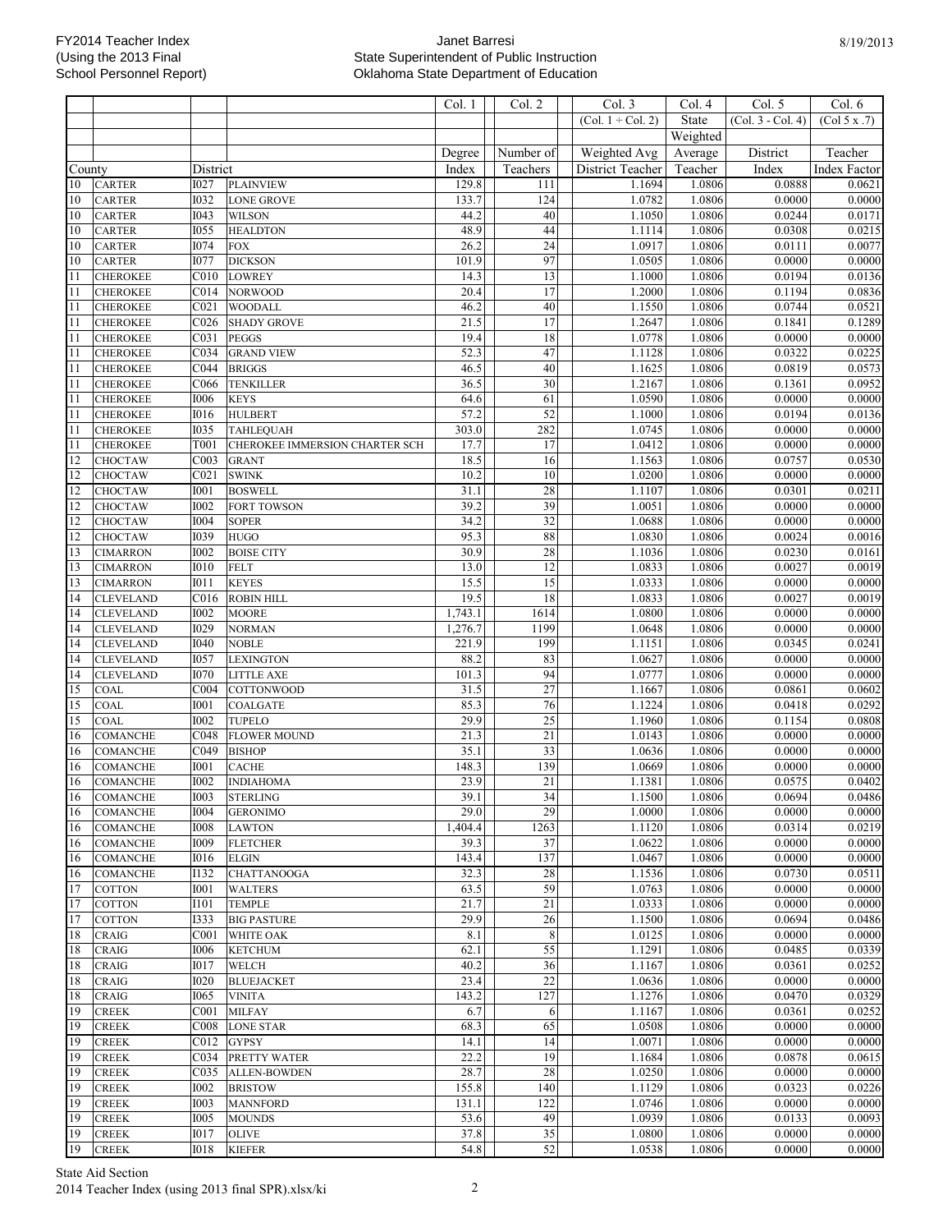| | | | | Col. 1 | Col. 2 | Col. 3 | Col. 4 | Col. 5 | Col. 6 |
|---|---|---|---|---|---|---|---|---|---|
| | | | | | | (Col. 1 ÷ Col. 2) | State | (Col. 3 - Col. 4) | (Col 5 x .7) |
| | | | | | | | Weighted | | |
| | | | | Degree | Number of | Weighted Avg | Average | District | Teacher |
| County | | District | | Index | Teachers | District Teacher | Teacher | Index | Index Factor |
| 10 | CARTER | I027 | PLAINVIEW | 129.8 | 111 | 1.1694 | 1.0806 | 0.0888 | 0.0621 |
| 10 | CARTER | I032 | LONE GROVE | 133.7 | 124 | 1.0782 | 1.0806 | 0.0000 | 0.0000 |
| 10 | CARTER | I043 | WILSON | 44.2 | 40 | 1.1050 | 1.0806 | 0.0244 | 0.0171 |
| 10 | CARTER | I055 | HEALDTON | 48.9 | 44 | 1.1114 | 1.0806 | 0.0308 | 0.0215 |
| 10 | CARTER | I074 | FOX | 26.2 | 24 | 1.0917 | 1.0806 | 0.0111 | 0.0077 |
| 10 | CARTER | I077 | DICKSON | 101.9 | 97 | 1.0505 | 1.0806 | 0.0000 | 0.0000 |
| 11 | CHEROKEE | C010 | LOWREY | 14.3 | 13 | 1.1000 | 1.0806 | 0.0194 | 0.0136 |
| 11 | CHEROKEE | C014 | NORWOOD | 20.4 | 17 | 1.2000 | 1.0806 | 0.1194 | 0.0836 |
| 11 | CHEROKEE | C021 | WOODALL | 46.2 | 40 | 1.1550 | 1.0806 | 0.0744 | 0.0521 |
| 11 | CHEROKEE | C026 | SHADY GROVE | 21.5 | 17 | 1.2647 | 1.0806 | 0.1841 | 0.1289 |
| 11 | CHEROKEE | C031 | PEGGS | 19.4 | 18 | 1.0778 | 1.0806 | 0.0000 | 0.0000 |
| 11 | CHEROKEE | C034 | GRAND VIEW | 52.3 | 47 | 1.1128 | 1.0806 | 0.0322 | 0.0225 |
| 11 | CHEROKEE | C044 | BRIGGS | 46.5 | 40 | 1.1625 | 1.0806 | 0.0819 | 0.0573 |
| 11 | CHEROKEE | C066 | TENKILLER | 36.5 | 30 | 1.2167 | 1.0806 | 0.1361 | 0.0952 |
| 11 | CHEROKEE | I006 | KEYS | 64.6 | 61 | 1.0590 | 1.0806 | 0.0000 | 0.0000 |
| 11 | CHEROKEE | I016 | HULBERT | 57.2 | 52 | 1.1000 | 1.0806 | 0.0194 | 0.0136 |
| 11 | CHEROKEE | I035 | TAHLEQUAH | 303.0 | 282 | 1.0745 | 1.0806 | 0.0000 | 0.0000 |
| 11 | CHEROKEE | T001 | CHEROKEE IMMERSION CHARTER SCH | 17.7 | 17 | 1.0412 | 1.0806 | 0.0000 | 0.0000 |
| 12 | CHOCTAW | C003 | GRANT | 18.5 | 16 | 1.1563 | 1.0806 | 0.0757 | 0.0530 |
| 12 | CHOCTAW | C021 | SWINK | 10.2 | 10 | 1.0200 | 1.0806 | 0.0000 | 0.0000 |
| 12 | CHOCTAW | I001 | BOSWELL | 31.1 | 28 | 1.1107 | 1.0806 | 0.0301 | 0.0211 |
| 12 | CHOCTAW | I002 | FORT TOWSON | 39.2 | 39 | 1.0051 | 1.0806 | 0.0000 | 0.0000 |
| 12 | CHOCTAW | I004 | SOPER | 34.2 | 32 | 1.0688 | 1.0806 | 0.0000 | 0.0000 |
| 12 | CHOCTAW | I039 | HUGO | 95.3 | 88 | 1.0830 | 1.0806 | 0.0024 | 0.0016 |
| 13 | CIMARRON | I002 | BOISE CITY | 30.9 | 28 | 1.1036 | 1.0806 | 0.0230 | 0.0161 |
| 13 | CIMARRON | I010 | FELT | 13.0 | 12 | 1.0833 | 1.0806 | 0.0027 | 0.0019 |
| 13 | CIMARRON | I011 | KEYES | 15.5 | 15 | 1.0333 | 1.0806 | 0.0000 | 0.0000 |
| 14 | CLEVELAND | C016 | ROBIN HILL | 19.5 | 18 | 1.0833 | 1.0806 | 0.0027 | 0.0019 |
| 14 | CLEVELAND | I002 | MOORE | 1,743.1 | 1614 | 1.0800 | 1.0806 | 0.0000 | 0.0000 |
| 14 | CLEVELAND | I029 | NORMAN | 1,276.7 | 1199 | 1.0648 | 1.0806 | 0.0000 | 0.0000 |
| 14 | CLEVELAND | I040 | NOBLE | 221.9 | 199 | 1.1151 | 1.0806 | 0.0345 | 0.0241 |
| 14 | CLEVELAND | I057 | LEXINGTON | 88.2 | 83 | 1.0627 | 1.0806 | 0.0000 | 0.0000 |
| 14 | CLEVELAND | I070 | LITTLE AXE | 101.3 | 94 | 1.0777 | 1.0806 | 0.0000 | 0.0000 |
| 15 | COAL | C004 | COTTONWOOD | 31.5 | 27 | 1.1667 | 1.0806 | 0.0861 | 0.0602 |
| 15 | COAL | I001 | COALGATE | 85.3 | 76 | 1.1224 | 1.0806 | 0.0418 | 0.0292 |
| 15 | COAL | I002 | TUPELO | 29.9 | 25 | 1.1960 | 1.0806 | 0.1154 | 0.0808 |
| 16 | COMANCHE | C048 | FLOWER MOUND | 21.3 | 21 | 1.0143 | 1.0806 | 0.0000 | 0.0000 |
| 16 | COMANCHE | C049 | BISHOP | 35.1 | 33 | 1.0636 | 1.0806 | 0.0000 | 0.0000 |
| 16 | COMANCHE | I001 | CACHE | 148.3 | 139 | 1.0669 | 1.0806 | 0.0000 | 0.0000 |
| 16 | COMANCHE | I002 | INDIAHOMA | 23.9 | 21 | 1.1381 | 1.0806 | 0.0575 | 0.0402 |
| 16 | COMANCHE | I003 | STERLING | 39.1 | 34 | 1.1500 | 1.0806 | 0.0694 | 0.0486 |
| 16 | COMANCHE | I004 | GERONIMO | 29.0 | 29 | 1.0000 | 1.0806 | 0.0000 | 0.0000 |
| 16 | COMANCHE | I008 | LAWTON | 1,404.4 | 1263 | 1.1120 | 1.0806 | 0.0314 | 0.0219 |
| 16 | COMANCHE | I009 | FLETCHER | 39.3 | 37 | 1.0622 | 1.0806 | 0.0000 | 0.0000 |
| 16 | COMANCHE | I016 | ELGIN | 143.4 | 137 | 1.0467 | 1.0806 | 0.0000 | 0.0000 |
| 16 | COMANCHE | I132 | CHATTANOOGA | 32.3 | 28 | 1.1536 | 1.0806 | 0.0730 | 0.0511 |
| 17 | COTTON | I001 | WALTERS | 63.5 | 59 | 1.0763 | 1.0806 | 0.0000 | 0.0000 |
| 17 | COTTON | I101 | TEMPLE | 21.7 | 21 | 1.0333 | 1.0806 | 0.0000 | 0.0000 |
| 17 | COTTON | I333 | BIG PASTURE | 29.9 | 26 | 1.1500 | 1.0806 | 0.0694 | 0.0486 |
| 18 | CRAIG | C001 | WHITE OAK | 8.1 | 8 | 1.0125 | 1.0806 | 0.0000 | 0.0000 |
| 18 | CRAIG | I006 | KETCHUM | 62.1 | 55 | 1.1291 | 1.0806 | 0.0485 | 0.0339 |
| 18 | CRAIG | I017 | WELCH | 40.2 | 36 | 1.1167 | 1.0806 | 0.0361 | 0.0252 |
| 18 | CRAIG | I020 | BLUEJACKET | 23.4 | 22 | 1.0636 | 1.0806 | 0.0000 | 0.0000 |
| 18 | CRAIG | I065 | VINITA | 143.2 | 127 | 1.1276 | 1.0806 | 0.0470 | 0.0329 |
| 19 | CREEK | C001 | MILFAY | 6.7 | 6 | 1.1167 | 1.0806 | 0.0361 | 0.0252 |
| 19 | CREEK | C008 | LONE STAR | 68.3 | 65 | 1.0508 | 1.0806 | 0.0000 | 0.0000 |
| 19 | CREEK | C012 | GYPSY | 14.1 | 14 | 1.0071 | 1.0806 | 0.0000 | 0.0000 |
| 19 | CREEK | C034 | PRETTY WATER | 22.2 | 19 | 1.1684 | 1.0806 | 0.0878 | 0.0615 |
| 19 | CREEK | C035 | ALLEN-BOWDEN | 28.7 | 28 | 1.0250 | 1.0806 | 0.0000 | 0.0000 |
| 19 | CREEK | I002 | BRISTOW | 155.8 | 140 | 1.1129 | 1.0806 | 0.0323 | 0.0226 |
| 19 | CREEK | I003 | MANNFORD | 131.1 | 122 | 1.0746 | 1.0806 | 0.0000 | 0.0000 |
| 19 | CREEK | I005 | MOUNDS | 53.6 | 49 | 1.0939 | 1.0806 | 0.0133 | 0.0093 |
| 19 | CREEK | I017 | OLIVE | 37.8 | 35 | 1.0800 | 1.0806 | 0.0000 | 0.0000 |
| 19 | CREEK | I018 | KIEFER | 54.8 | 52 | 1.0538 | 1.0806 | 0.0000 | 0.0000 |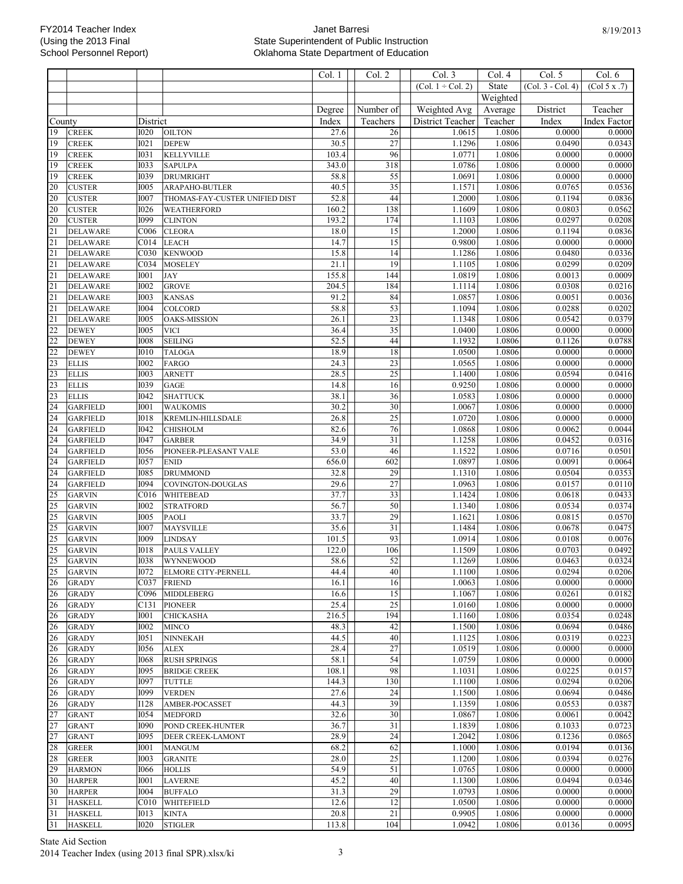| County | | District | | Col. 1<br>Degree<br>Index | Col. 2<br>Number of<br>Teachers | Col. 3<br>(Col. 1 ÷ Col. 2)<br>Weighted Avg<br>District Teacher | Col. 4<br>State<br>Weighted<br>Average<br>Teacher | Col. 5<br>(Col. 3 - Col. 4)<br>District<br>Index | Col. 6<br>(Col 5 x .7)<br>Teacher<br>Index Factor |
|---|---|---|---|---|---|---|---|---|---|
| 19 | CREEK | I020 | OILTON | 27.6 | 26 | 1.0615 | 1.0806 | 0.0000 | 0.0000 |
| 19 | CREEK | I021 | DEPEW | 30.5 | 27 | 1.1296 | 1.0806 | 0.0490 | 0.0343 |
| 19 | CREEK | I031 | KELLYVILLE | 103.4 | 96 | 1.0771 | 1.0806 | 0.0000 | 0.0000 |
| 19 | CREEK | I033 | SAPULPA | 343.0 | 318 | 1.0786 | 1.0806 | 0.0000 | 0.0000 |
| 19 | CREEK | I039 | DRUMRIGHT | 58.8 | 55 | 1.0691 | 1.0806 | 0.0000 | 0.0000 |
| 20 | CUSTER | I005 | ARAPAHO-BUTLER | 40.5 | 35 | 1.1571 | 1.0806 | 0.0765 | 0.0536 |
| 20 | CUSTER | I007 | THOMAS-FAY-CUSTER UNIFIED DIST | 52.8 | 44 | 1.2000 | 1.0806 | 0.1194 | 0.0836 |
| 20 | CUSTER | I026 | WEATHERFORD | 160.2 | 138 | 1.1609 | 1.0806 | 0.0803 | 0.0562 |
| 20 | CUSTER | I099 | CLINTON | 193.2 | 174 | 1.1103 | 1.0806 | 0.0297 | 0.0208 |
| 21 | DELAWARE | C006 | CLEORA | 18.0 | 15 | 1.2000 | 1.0806 | 0.1194 | 0.0836 |
| 21 | DELAWARE | C014 | LEACH | 14.7 | 15 | 0.9800 | 1.0806 | 0.0000 | 0.0000 |
| 21 | DELAWARE | C030 | KENWOOD | 15.8 | 14 | 1.1286 | 1.0806 | 0.0480 | 0.0336 |
| 21 | DELAWARE | C034 | MOSELEY | 21.1 | 19 | 1.1105 | 1.0806 | 0.0299 | 0.0209 |
| 21 | DELAWARE | I001 | JAY | 155.8 | 144 | 1.0819 | 1.0806 | 0.0013 | 0.0009 |
| 21 | DELAWARE | I002 | GROVE | 204.5 | 184 | 1.1114 | 1.0806 | 0.0308 | 0.0216 |
| 21 | DELAWARE | I003 | KANSAS | 91.2 | 84 | 1.0857 | 1.0806 | 0.0051 | 0.0036 |
| 21 | DELAWARE | I004 | COLCORD | 58.8 | 53 | 1.1094 | 1.0806 | 0.0288 | 0.0202 |
| 21 | DELAWARE | I005 | OAKS-MISSION | 26.1 | 23 | 1.1348 | 1.0806 | 0.0542 | 0.0379 |
| 22 | DEWEY | I005 | VICI | 36.4 | 35 | 1.0400 | 1.0806 | 0.0000 | 0.0000 |
| 22 | DEWEY | I008 | SEILING | 52.5 | 44 | 1.1932 | 1.0806 | 0.1126 | 0.0788 |
| 22 | DEWEY | I010 | TALOGA | 18.9 | 18 | 1.0500 | 1.0806 | 0.0000 | 0.0000 |
| 23 | ELLIS | I002 | FARGO | 24.3 | 23 | 1.0565 | 1.0806 | 0.0000 | 0.0000 |
| 23 | ELLIS | I003 | ARNETT | 28.5 | 25 | 1.1400 | 1.0806 | 0.0594 | 0.0416 |
| 23 | ELLIS | I039 | GAGE | 14.8 | 16 | 0.9250 | 1.0806 | 0.0000 | 0.0000 |
| 23 | ELLIS | I042 | SHATTUCK | 38.1 | 36 | 1.0583 | 1.0806 | 0.0000 | 0.0000 |
| 24 | GARFIELD | I001 | WAUKOMIS | 30.2 | 30 | 1.0067 | 1.0806 | 0.0000 | 0.0000 |
| 24 | GARFIELD | I018 | KREMLIN-HILLSDALE | 26.8 | 25 | 1.0720 | 1.0806 | 0.0000 | 0.0000 |
| 24 | GARFIELD | I042 | CHISHOLM | 82.6 | 76 | 1.0868 | 1.0806 | 0.0062 | 0.0044 |
| 24 | GARFIELD | I047 | GARBER | 34.9 | 31 | 1.1258 | 1.0806 | 0.0452 | 0.0316 |
| 24 | GARFIELD | I056 | PIONEER-PLEASANT VALE | 53.0 | 46 | 1.1522 | 1.0806 | 0.0716 | 0.0501 |
| 24 | GARFIELD | I057 | ENID | 656.0 | 602 | 1.0897 | 1.0806 | 0.0091 | 0.0064 |
| 24 | GARFIELD | I085 | DRUMMOND | 32.8 | 29 | 1.1310 | 1.0806 | 0.0504 | 0.0353 |
| 24 | GARFIELD | I094 | COVINGTON-DOUGLAS | 29.6 | 27 | 1.0963 | 1.0806 | 0.0157 | 0.0110 |
| 25 | GARVIN | C016 | WHITEBEAD | 37.7 | 33 | 1.1424 | 1.0806 | 0.0618 | 0.0433 |
| 25 | GARVIN | I002 | STRATFORD | 56.7 | 50 | 1.1340 | 1.0806 | 0.0534 | 0.0374 |
| 25 | GARVIN | I005 | PAOLI | 33.7 | 29 | 1.1621 | 1.0806 | 0.0815 | 0.0570 |
| 25 | GARVIN | I007 | MAYSVILLE | 35.6 | 31 | 1.1484 | 1.0806 | 0.0678 | 0.0475 |
| 25 | GARVIN | I009 | LINDSAY | 101.5 | 93 | 1.0914 | 1.0806 | 0.0108 | 0.0076 |
| 25 | GARVIN | I018 | PAULS VALLEY | 122.0 | 106 | 1.1509 | 1.0806 | 0.0703 | 0.0492 |
| 25 | GARVIN | I038 | WYNNEWOOD | 58.6 | 52 | 1.1269 | 1.0806 | 0.0463 | 0.0324 |
| 25 | GARVIN | I072 | ELMORE CITY-PERNELL | 44.4 | 40 | 1.1100 | 1.0806 | 0.0294 | 0.0206 |
| 26 | GRADY | C037 | FRIEND | 16.1 | 16 | 1.0063 | 1.0806 | 0.0000 | 0.0000 |
| 26 | GRADY | C096 | MIDDLEBERG | 16.6 | 15 | 1.1067 | 1.0806 | 0.0261 | 0.0182 |
| 26 | GRADY | C131 | PIONEER | 25.4 | 25 | 1.0160 | 1.0806 | 0.0000 | 0.0000 |
| 26 | GRADY | I001 | CHICKASHA | 216.5 | 194 | 1.1160 | 1.0806 | 0.0354 | 0.0248 |
| 26 | GRADY | I002 | MINCO | 48.3 | 42 | 1.1500 | 1.0806 | 0.0694 | 0.0486 |
| 26 | GRADY | I051 | NINNEKAH | 44.5 | 40 | 1.1125 | 1.0806 | 0.0319 | 0.0223 |
| 26 | GRADY | I056 | ALEX | 28.4 | 27 | 1.0519 | 1.0806 | 0.0000 | 0.0000 |
| 26 | GRADY | I068 | RUSH SPRINGS | 58.1 | 54 | 1.0759 | 1.0806 | 0.0000 | 0.0000 |
| 26 | GRADY | I095 | BRIDGE CREEK | 108.1 | 98 | 1.1031 | 1.0806 | 0.0225 | 0.0157 |
| 26 | GRADY | I097 | TUTTLE | 144.3 | 130 | 1.1100 | 1.0806 | 0.0294 | 0.0206 |
| 26 | GRADY | I099 | VERDEN | 27.6 | 24 | 1.1500 | 1.0806 | 0.0694 | 0.0486 |
| 26 | GRADY | I128 | AMBER-POCASSET | 44.3 | 39 | 1.1359 | 1.0806 | 0.0553 | 0.0387 |
| 27 | GRANT | I054 | MEDFORD | 32.6 | 30 | 1.0867 | 1.0806 | 0.0061 | 0.0042 |
| 27 | GRANT | I090 | POND CREEK-HUNTER | 36.7 | 31 | 1.1839 | 1.0806 | 0.1033 | 0.0723 |
| 27 | GRANT | I095 | DEER CREEK-LAMONT | 28.9 | 24 | 1.2042 | 1.0806 | 0.1236 | 0.0865 |
| 28 | GREER | I001 | MANGUM | 68.2 | 62 | 1.1000 | 1.0806 | 0.0194 | 0.0136 |
| 28 | GREER | I003 | GRANITE | 28.0 | 25 | 1.1200 | 1.0806 | 0.0394 | 0.0276 |
| 29 | HARMON | I066 | HOLLIS | 54.9 | 51 | 1.0765 | 1.0806 | 0.0000 | 0.0000 |
| 30 | HARPER | I001 | LAVERNE | 45.2 | 40 | 1.1300 | 1.0806 | 0.0494 | 0.0346 |
| 30 | HARPER | I004 | BUFFALO | 31.3 | 29 | 1.0793 | 1.0806 | 0.0000 | 0.0000 |
| 31 | HASKELL | C010 | WHITEFIELD | 12.6 | 12 | 1.0500 | 1.0806 | 0.0000 | 0.0000 |
| 31 | HASKELL | I013 | KINTA | 20.8 | 21 | 0.9905 | 1.0806 | 0.0000 | 0.0000 |
| 31 | HASKELL | I020 | STIGLER | 113.8 | 104 | 1.0942 | 1.0806 | 0.0136 | 0.0095 |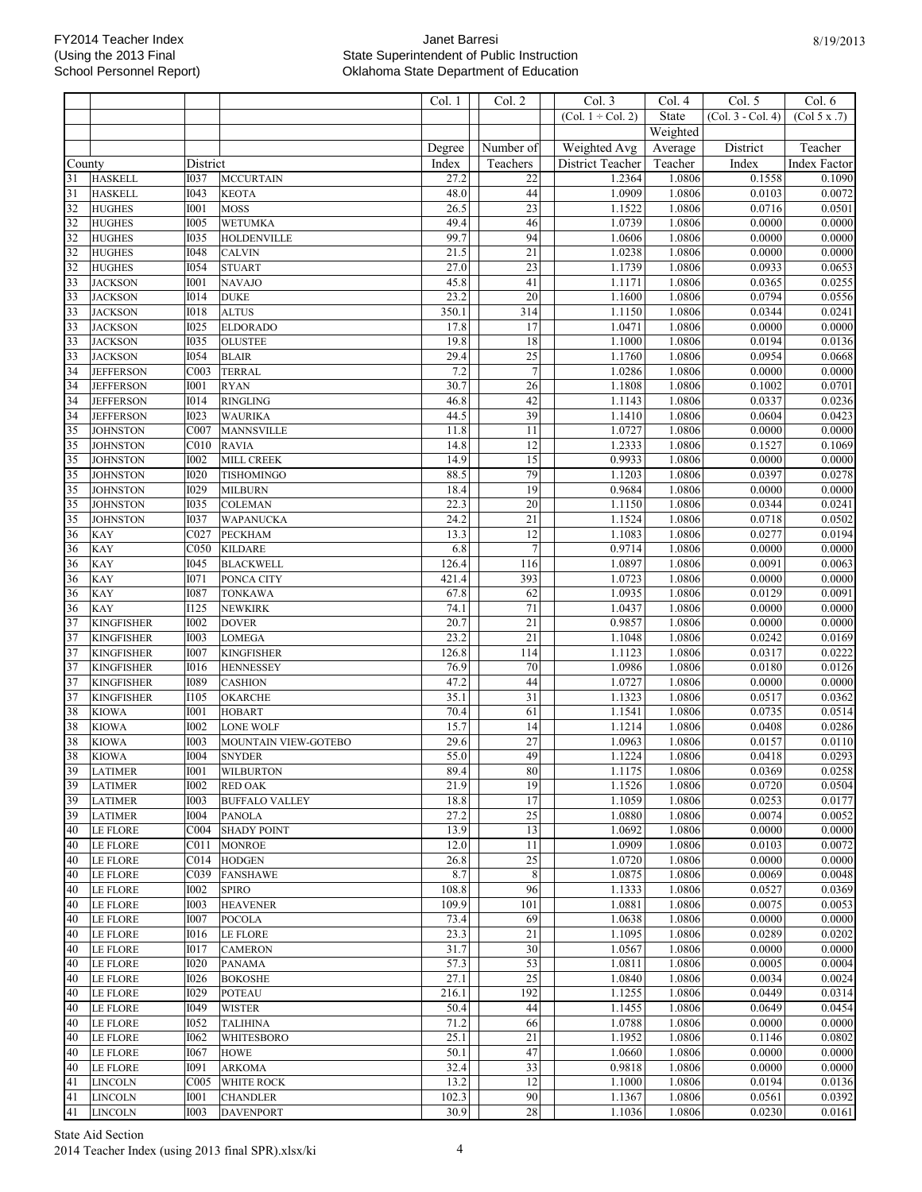FY2014 Teacher Index
(Using the 2013 Final School Personnel Report)

Janet Barresi
State Superintendent of Public Instruction
Oklahoma State Department of Education

8/19/2013

| County | | District | | Col. 1<br>Degree Index | Col. 2<br>Number of Teachers | Col. 3<br>(Col. 1 ÷ Col. 2)<br>Weighted Avg District Teacher | Col. 4<br>State Weighted Average Teacher | Col. 5<br>(Col. 3 - Col. 4)<br>District Index | Col. 6<br>(Col 5 x .7)<br>Teacher Index Factor |
|---|---|---|---|---|---|---|---|---|---|
| 31 | HASKELL | I037 | MCCURTAIN | 27.2 | 22 | 1.2364 | 1.0806 | 0.1558 | 0.1090 |
| 31 | HASKELL | I043 | KEOTA | 48.0 | 44 | 1.0909 | 1.0806 | 0.0103 | 0.0072 |
| 32 | HUGHES | I001 | MOSS | 26.5 | 23 | 1.1522 | 1.0806 | 0.0716 | 0.0501 |
| 32 | HUGHES | I005 | WETUMKA | 49.4 | 46 | 1.0739 | 1.0806 | 0.0000 | 0.0000 |
| 32 | HUGHES | I035 | HOLDENVILLE | 99.7 | 94 | 1.0606 | 1.0806 | 0.0000 | 0.0000 |
| 32 | HUGHES | I048 | CALVIN | 21.5 | 21 | 1.0238 | 1.0806 | 0.0000 | 0.0000 |
| 32 | HUGHES | I054 | STUART | 27.0 | 23 | 1.1739 | 1.0806 | 0.0933 | 0.0653 |
| 33 | JACKSON | I001 | NAVAJO | 45.8 | 41 | 1.1171 | 1.0806 | 0.0365 | 0.0255 |
| 33 | JACKSON | I014 | DUKE | 23.2 | 20 | 1.1600 | 1.0806 | 0.0794 | 0.0556 |
| 33 | JACKSON | I018 | ALTUS | 350.1 | 314 | 1.1150 | 1.0806 | 0.0344 | 0.0241 |
| 33 | JACKSON | I025 | ELDORADO | 17.8 | 17 | 1.0471 | 1.0806 | 0.0000 | 0.0000 |
| 33 | JACKSON | I035 | OLUSTEE | 19.8 | 18 | 1.1000 | 1.0806 | 0.0194 | 0.0136 |
| 33 | JACKSON | I054 | BLAIR | 29.4 | 25 | 1.1760 | 1.0806 | 0.0954 | 0.0668 |
| 34 | JEFFERSON | C003 | TERRAL | 7.2 | 7 | 1.0286 | 1.0806 | 0.0000 | 0.0000 |
| 34 | JEFFERSON | I001 | RYAN | 30.7 | 26 | 1.1808 | 1.0806 | 0.1002 | 0.0701 |
| 34 | JEFFERSON | I014 | RINGLING | 46.8 | 42 | 1.1143 | 1.0806 | 0.0337 | 0.0236 |
| 34 | JEFFERSON | I023 | WAURIKA | 44.5 | 39 | 1.1410 | 1.0806 | 0.0604 | 0.0423 |
| 35 | JOHNSTON | C007 | MANNSVILLE | 11.8 | 11 | 1.0727 | 1.0806 | 0.0000 | 0.0000 |
| 35 | JOHNSTON | C010 | RAVIA | 14.8 | 12 | 1.2333 | 1.0806 | 0.1527 | 0.1069 |
| 35 | JOHNSTON | I002 | MILL CREEK | 14.9 | 15 | 0.9933 | 1.0806 | 0.0000 | 0.0000 |
| 35 | JOHNSTON | I020 | TISHOMINGO | 88.5 | 79 | 1.1203 | 1.0806 | 0.0397 | 0.0278 |
| 35 | JOHNSTON | I029 | MILBURN | 18.4 | 19 | 0.9684 | 1.0806 | 0.0000 | 0.0000 |
| 35 | JOHNSTON | I035 | COLEMAN | 22.3 | 20 | 1.1150 | 1.0806 | 0.0344 | 0.0241 |
| 35 | JOHNSTON | I037 | WAPANUCKA | 24.2 | 21 | 1.1524 | 1.0806 | 0.0718 | 0.0502 |
| 36 | KAY | C027 | PECKHAM | 13.3 | 12 | 1.1083 | 1.0806 | 0.0277 | 0.0194 |
| 36 | KAY | C050 | KILDARE | 6.8 | 7 | 0.9714 | 1.0806 | 0.0000 | 0.0000 |
| 36 | KAY | I045 | BLACKWELL | 126.4 | 116 | 1.0897 | 1.0806 | 0.0091 | 0.0063 |
| 36 | KAY | I071 | PONCA CITY | 421.4 | 393 | 1.0723 | 1.0806 | 0.0000 | 0.0000 |
| 36 | KAY | I087 | TONKAWA | 67.8 | 62 | 1.0935 | 1.0806 | 0.0129 | 0.0091 |
| 36 | KAY | I125 | NEWKIRK | 74.1 | 71 | 1.0437 | 1.0806 | 0.0000 | 0.0000 |
| 37 | KINGFISHER | I002 | DOVER | 20.7 | 21 | 0.9857 | 1.0806 | 0.0000 | 0.0000 |
| 37 | KINGFISHER | I003 | LOMEGA | 23.2 | 21 | 1.1048 | 1.0806 | 0.0242 | 0.0169 |
| 37 | KINGFISHER | I007 | KINGFISHER | 126.8 | 114 | 1.1123 | 1.0806 | 0.0317 | 0.0222 |
| 37 | KINGFISHER | I016 | HENNESSEY | 76.9 | 70 | 1.0986 | 1.0806 | 0.0180 | 0.0126 |
| 37 | KINGFISHER | I089 | CASHION | 47.2 | 44 | 1.0727 | 1.0806 | 0.0000 | 0.0000 |
| 37 | KINGFISHER | I105 | OKARCHE | 35.1 | 31 | 1.1323 | 1.0806 | 0.0517 | 0.0362 |
| 38 | KIOWA | I001 | HOBART | 70.4 | 61 | 1.1541 | 1.0806 | 0.0735 | 0.0514 |
| 38 | KIOWA | I002 | LONE WOLF | 15.7 | 14 | 1.1214 | 1.0806 | 0.0408 | 0.0286 |
| 38 | KIOWA | I003 | MOUNTAIN VIEW-GOTEBO | 29.6 | 27 | 1.0963 | 1.0806 | 0.0157 | 0.0110 |
| 38 | KIOWA | I004 | SNYDER | 55.0 | 49 | 1.1224 | 1.0806 | 0.0418 | 0.0293 |
| 39 | LATIMER | I001 | WILBURTON | 89.4 | 80 | 1.1175 | 1.0806 | 0.0369 | 0.0258 |
| 39 | LATIMER | I002 | RED OAK | 21.9 | 19 | 1.1526 | 1.0806 | 0.0720 | 0.0504 |
| 39 | LATIMER | I003 | BUFFALO VALLEY | 18.8 | 17 | 1.1059 | 1.0806 | 0.0253 | 0.0177 |
| 39 | LATIMER | I004 | PANOLA | 27.2 | 25 | 1.0880 | 1.0806 | 0.0074 | 0.0052 |
| 40 | LE FLORE | C004 | SHADY POINT | 13.9 | 13 | 1.0692 | 1.0806 | 0.0000 | 0.0000 |
| 40 | LE FLORE | C011 | MONROE | 12.0 | 11 | 1.0909 | 1.0806 | 0.0103 | 0.0072 |
| 40 | LE FLORE | C014 | HODGEN | 26.8 | 25 | 1.0720 | 1.0806 | 0.0000 | 0.0000 |
| 40 | LE FLORE | C039 | FANSHAWE | 8.7 | 8 | 1.0875 | 1.0806 | 0.0069 | 0.0048 |
| 40 | LE FLORE | I002 | SPIRO | 108.8 | 96 | 1.1333 | 1.0806 | 0.0527 | 0.0369 |
| 40 | LE FLORE | I003 | HEAVENER | 109.9 | 101 | 1.0881 | 1.0806 | 0.0075 | 0.0053 |
| 40 | LE FLORE | I007 | POCOLA | 73.4 | 69 | 1.0638 | 1.0806 | 0.0000 | 0.0000 |
| 40 | LE FLORE | I016 | LE FLORE | 23.3 | 21 | 1.1095 | 1.0806 | 0.0289 | 0.0202 |
| 40 | LE FLORE | I017 | CAMERON | 31.7 | 30 | 1.0567 | 1.0806 | 0.0000 | 0.0000 |
| 40 | LE FLORE | I020 | PANAMA | 57.3 | 53 | 1.0811 | 1.0806 | 0.0005 | 0.0004 |
| 40 | LE FLORE | I026 | BOKOSHE | 27.1 | 25 | 1.0840 | 1.0806 | 0.0034 | 0.0024 |
| 40 | LE FLORE | I029 | POTEAU | 216.1 | 192 | 1.1255 | 1.0806 | 0.0449 | 0.0314 |
| 40 | LE FLORE | I049 | WISTER | 50.4 | 44 | 1.1455 | 1.0806 | 0.0649 | 0.0454 |
| 40 | LE FLORE | I052 | TALIHINA | 71.2 | 66 | 1.0788 | 1.0806 | 0.0000 | 0.0000 |
| 40 | LE FLORE | I062 | WHITESBORO | 25.1 | 21 | 1.1952 | 1.0806 | 0.1146 | 0.0802 |
| 40 | LE FLORE | I067 | HOWE | 50.1 | 47 | 1.0660 | 1.0806 | 0.0000 | 0.0000 |
| 40 | LE FLORE | I091 | ARKOMA | 32.4 | 33 | 0.9818 | 1.0806 | 0.0000 | 0.0000 |
| 41 | LINCOLN | C005 | WHITE ROCK | 13.2 | 12 | 1.1000 | 1.0806 | 0.0194 | 0.0136 |
| 41 | LINCOLN | I001 | CHANDLER | 102.3 | 90 | 1.1367 | 1.0806 | 0.0561 | 0.0392 |
| 41 | LINCOLN | I003 | DAVENPORT | 30.9 | 28 | 1.1036 | 1.0806 | 0.0230 | 0.0161 |

State Aid Section
2014 Teacher Index (using 2013 final SPR).xlsx/ki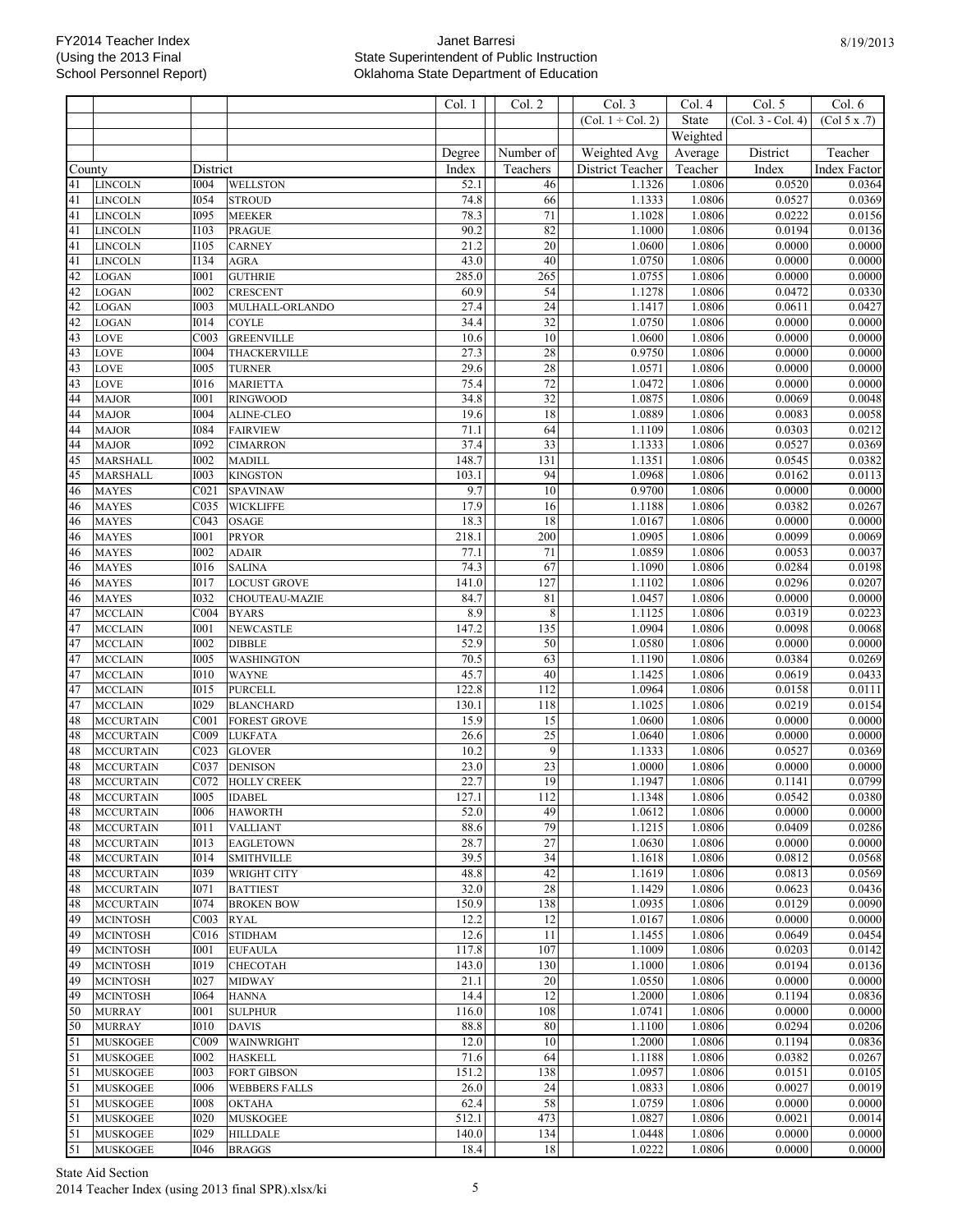| County | | District | | Col. 1 Degree Index | Col. 2 Number of Teachers | Col. 3 (Col. 1 ÷ Col. 2) Weighted Avg District Teacher | Col. 4 State Weighted Average Teacher | Col. 5 (Col. 3 - Col. 4) District Index | Col. 6 (Col 5 x .7) Teacher Index Factor |
|---|---|---|---|---|---|---|---|---|---|
| 41 | LINCOLN | I004 | WELLSTON | 52.1 | 46 | 1.1326 | 1.0806 | 0.0520 | 0.0364 |
| 41 | LINCOLN | I054 | STROUD | 74.8 | 66 | 1.1333 | 1.0806 | 0.0527 | 0.0369 |
| 41 | LINCOLN | I095 | MEEKER | 78.3 | 71 | 1.1028 | 1.0806 | 0.0222 | 0.0156 |
| 41 | LINCOLN | I103 | PRAGUE | 90.2 | 82 | 1.1000 | 1.0806 | 0.0194 | 0.0136 |
| 41 | LINCOLN | I105 | CARNEY | 21.2 | 20 | 1.0600 | 1.0806 | 0.0000 | 0.0000 |
| 41 | LINCOLN | I134 | AGRA | 43.0 | 40 | 1.0750 | 1.0806 | 0.0000 | 0.0000 |
| 42 | LOGAN | I001 | GUTHRIE | 285.0 | 265 | 1.0755 | 1.0806 | 0.0000 | 0.0000 |
| 42 | LOGAN | I002 | CRESCENT | 60.9 | 54 | 1.1278 | 1.0806 | 0.0472 | 0.0330 |
| 42 | LOGAN | I003 | MULHALL-ORLANDO | 27.4 | 24 | 1.1417 | 1.0806 | 0.0611 | 0.0427 |
| 42 | LOGAN | I014 | COYLE | 34.4 | 32 | 1.0750 | 1.0806 | 0.0000 | 0.0000 |
| 43 | LOVE | C003 | GREENVILLE | 10.6 | 10 | 1.0600 | 1.0806 | 0.0000 | 0.0000 |
| 43 | LOVE | I004 | THACKERVILLE | 27.3 | 28 | 0.9750 | 1.0806 | 0.0000 | 0.0000 |
| 43 | LOVE | I005 | TURNER | 29.6 | 28 | 1.0571 | 1.0806 | 0.0000 | 0.0000 |
| 43 | LOVE | I016 | MARIETTA | 75.4 | 72 | 1.0472 | 1.0806 | 0.0000 | 0.0000 |
| 44 | MAJOR | I001 | RINGWOOD | 34.8 | 32 | 1.0875 | 1.0806 | 0.0069 | 0.0048 |
| 44 | MAJOR | I004 | ALINE-CLEO | 19.6 | 18 | 1.0889 | 1.0806 | 0.0083 | 0.0058 |
| 44 | MAJOR | I084 | FAIRVIEW | 71.1 | 64 | 1.1109 | 1.0806 | 0.0303 | 0.0212 |
| 44 | MAJOR | I092 | CIMARRON | 37.4 | 33 | 1.1333 | 1.0806 | 0.0527 | 0.0369 |
| 45 | MARSHALL | I002 | MADILL | 148.7 | 131 | 1.1351 | 1.0806 | 0.0545 | 0.0382 |
| 45 | MARSHALL | I003 | KINGSTON | 103.1 | 94 | 1.0968 | 1.0806 | 0.0162 | 0.0113 |
| 46 | MAYES | C021 | SPAVINAW | 9.7 | 10 | 0.9700 | 1.0806 | 0.0000 | 0.0000 |
| 46 | MAYES | C035 | WICKLIFFE | 17.9 | 16 | 1.1188 | 1.0806 | 0.0382 | 0.0267 |
| 46 | MAYES | C043 | OSAGE | 18.3 | 18 | 1.0167 | 1.0806 | 0.0000 | 0.0000 |
| 46 | MAYES | I001 | PRYOR | 218.1 | 200 | 1.0905 | 1.0806 | 0.0099 | 0.0069 |
| 46 | MAYES | I002 | ADAIR | 77.1 | 71 | 1.0859 | 1.0806 | 0.0053 | 0.0037 |
| 46 | MAYES | I016 | SALINA | 74.3 | 67 | 1.1090 | 1.0806 | 0.0284 | 0.0198 |
| 46 | MAYES | I017 | LOCUST GROVE | 141.0 | 127 | 1.1102 | 1.0806 | 0.0296 | 0.0207 |
| 46 | MAYES | I032 | CHOUTEAU-MAZIE | 84.7 | 81 | 1.0457 | 1.0806 | 0.0000 | 0.0000 |
| 47 | MCCLAIN | C004 | BYARS | 8.9 | 8 | 1.1125 | 1.0806 | 0.0319 | 0.0223 |
| 47 | MCCLAIN | I001 | NEWCASTLE | 147.2 | 135 | 1.0904 | 1.0806 | 0.0098 | 0.0068 |
| 47 | MCCLAIN | I002 | DIBBLE | 52.9 | 50 | 1.0580 | 1.0806 | 0.0000 | 0.0000 |
| 47 | MCCLAIN | I005 | WASHINGTON | 70.5 | 63 | 1.1190 | 1.0806 | 0.0384 | 0.0269 |
| 47 | MCCLAIN | I010 | WAYNE | 45.7 | 40 | 1.1425 | 1.0806 | 0.0619 | 0.0433 |
| 47 | MCCLAIN | I015 | PURCELL | 122.8 | 112 | 1.0964 | 1.0806 | 0.0158 | 0.0111 |
| 47 | MCCLAIN | I029 | BLANCHARD | 130.1 | 118 | 1.1025 | 1.0806 | 0.0219 | 0.0154 |
| 48 | MCCURTAIN | C001 | FOREST GROVE | 15.9 | 15 | 1.0600 | 1.0806 | 0.0000 | 0.0000 |
| 48 | MCCURTAIN | C009 | LUKFATA | 26.6 | 25 | 1.0640 | 1.0806 | 0.0000 | 0.0000 |
| 48 | MCCURTAIN | C023 | GLOVER | 10.2 | 9 | 1.1333 | 1.0806 | 0.0527 | 0.0369 |
| 48 | MCCURTAIN | C037 | DENISON | 23.0 | 23 | 1.0000 | 1.0806 | 0.0000 | 0.0000 |
| 48 | MCCURTAIN | C072 | HOLLY CREEK | 22.7 | 19 | 1.1947 | 1.0806 | 0.1141 | 0.0799 |
| 48 | MCCURTAIN | I005 | IDABEL | 127.1 | 112 | 1.1348 | 1.0806 | 0.0542 | 0.0380 |
| 48 | MCCURTAIN | I006 | HAWORTH | 52.0 | 49 | 1.0612 | 1.0806 | 0.0000 | 0.0000 |
| 48 | MCCURTAIN | I011 | VALLIANT | 88.6 | 79 | 1.1215 | 1.0806 | 0.0409 | 0.0286 |
| 48 | MCCURTAIN | I013 | EAGLETOWN | 28.7 | 27 | 1.0630 | 1.0806 | 0.0000 | 0.0000 |
| 48 | MCCURTAIN | I014 | SMITHVILLE | 39.5 | 34 | 1.1618 | 1.0806 | 0.0812 | 0.0568 |
| 48 | MCCURTAIN | I039 | WRIGHT CITY | 48.8 | 42 | 1.1619 | 1.0806 | 0.0813 | 0.0569 |
| 48 | MCCURTAIN | I071 | BATTIEST | 32.0 | 28 | 1.1429 | 1.0806 | 0.0623 | 0.0436 |
| 48 | MCCURTAIN | I074 | BROKEN BOW | 150.9 | 138 | 1.0935 | 1.0806 | 0.0129 | 0.0090 |
| 49 | MCINTOSH | C003 | RYAL | 12.2 | 12 | 1.0167 | 1.0806 | 0.0000 | 0.0000 |
| 49 | MCINTOSH | C016 | STIDHAM | 12.6 | 11 | 1.1455 | 1.0806 | 0.0649 | 0.0454 |
| 49 | MCINTOSH | I001 | EUFAULA | 117.8 | 107 | 1.1009 | 1.0806 | 0.0203 | 0.0142 |
| 49 | MCINTOSH | I019 | CHECOTAH | 143.0 | 130 | 1.1000 | 1.0806 | 0.0194 | 0.0136 |
| 49 | MCINTOSH | I027 | MIDWAY | 21.1 | 20 | 1.0550 | 1.0806 | 0.0000 | 0.0000 |
| 49 | MCINTOSH | I064 | HANNA | 14.4 | 12 | 1.2000 | 1.0806 | 0.1194 | 0.0836 |
| 50 | MURRAY | I001 | SULPHUR | 116.0 | 108 | 1.0741 | 1.0806 | 0.0000 | 0.0000 |
| 50 | MURRAY | I010 | DAVIS | 88.8 | 80 | 1.1100 | 1.0806 | 0.0294 | 0.0206 |
| 51 | MUSKOGEE | C009 | WAINWRIGHT | 12.0 | 10 | 1.2000 | 1.0806 | 0.1194 | 0.0836 |
| 51 | MUSKOGEE | I002 | HASKELL | 71.6 | 64 | 1.1188 | 1.0806 | 0.0382 | 0.0267 |
| 51 | MUSKOGEE | I003 | FORT GIBSON | 151.2 | 138 | 1.0957 | 1.0806 | 0.0151 | 0.0105 |
| 51 | MUSKOGEE | I006 | WEBBERS FALLS | 26.0 | 24 | 1.0833 | 1.0806 | 0.0027 | 0.0019 |
| 51 | MUSKOGEE | I008 | OKTAHA | 62.4 | 58 | 1.0759 | 1.0806 | 0.0000 | 0.0000 |
| 51 | MUSKOGEE | I020 | MUSKOGEE | 512.1 | 473 | 1.0827 | 1.0806 | 0.0021 | 0.0014 |
| 51 | MUSKOGEE | I029 | HILLDALE | 140.0 | 134 | 1.0448 | 1.0806 | 0.0000 | 0.0000 |
| 51 | MUSKOGEE | I046 | BRAGGS | 18.4 | 18 | 1.0222 | 1.0806 | 0.0000 | 0.0000 |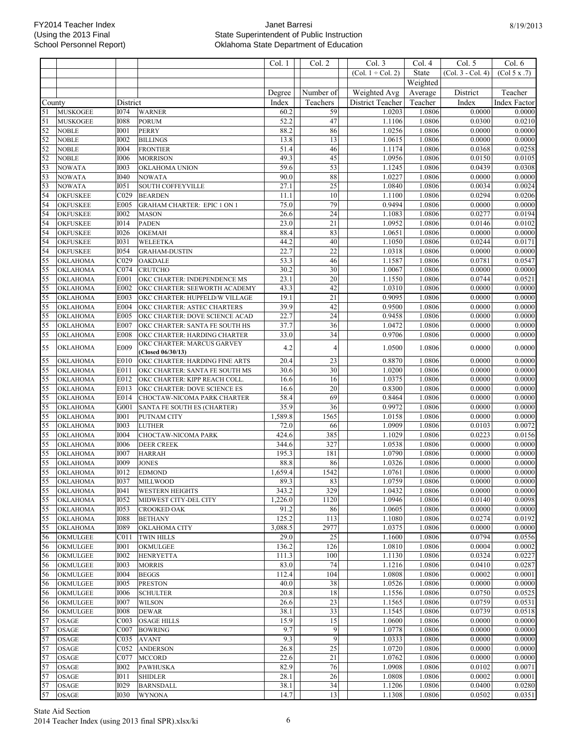FY2014 Teacher Index
(Using the 2013 Final School Personnel Report)

Janet Barresi
State Superintendent of Public Instruction
Oklahoma State Department of Education

8/19/2013

| County | | District | | Col. 1 Degree Index | Col. 2 Number of Teachers | Col. 3 (Col. 1 ÷ Col. 2) Weighted Avg District Teacher | Col. 4 State Weighted Average Teacher | Col. 5 (Col. 3 - Col. 4) District Index | Col. 6 (Col 5 x .7) Teacher Index Factor |
|---|---|---|---|---|---|---|---|---|---|
| 51 | MUSKOGEE | I074 | WARNER | 60.2 | 59 | 1.0203 | 1.0806 | 0.0000 | 0.0000 |
| 51 | MUSKOGEE | I088 | PORUM | 52.2 | 47 | 1.1106 | 1.0806 | 0.0300 | 0.0210 |
| 52 | NOBLE | I001 | PERRY | 88.2 | 86 | 1.0256 | 1.0806 | 0.0000 | 0.0000 |
| 52 | NOBLE | I002 | BILLINGS | 13.8 | 13 | 1.0615 | 1.0806 | 0.0000 | 0.0000 |
| 52 | NOBLE | I004 | FRONTIER | 51.4 | 46 | 1.1174 | 1.0806 | 0.0368 | 0.0258 |
| 52 | NOBLE | I006 | MORRISON | 49.3 | 45 | 1.0956 | 1.0806 | 0.0150 | 0.0105 |
| 53 | NOWATA | I003 | OKLAHOMA UNION | 59.6 | 53 | 1.1245 | 1.0806 | 0.0439 | 0.0308 |
| 53 | NOWATA | I040 | NOWATA | 90.0 | 88 | 1.0227 | 1.0806 | 0.0000 | 0.0000 |
| 53 | NOWATA | I051 | SOUTH COFFEYVILLE | 27.1 | 25 | 1.0840 | 1.0806 | 0.0034 | 0.0024 |
| 54 | OKFUSKEE | C029 | BEARDEN | 11.1 | 10 | 1.1100 | 1.0806 | 0.0294 | 0.0206 |
| 54 | OKFUSKEE | E005 | GRAHAM CHARTER: EPIC 1 ON 1 | 75.0 | 79 | 0.9494 | 1.0806 | 0.0000 | 0.0000 |
| 54 | OKFUSKEE | I002 | MASON | 26.6 | 24 | 1.1083 | 1.0806 | 0.0277 | 0.0194 |
| 54 | OKFUSKEE | I014 | PADEN | 23.0 | 21 | 1.0952 | 1.0806 | 0.0146 | 0.0102 |
| 54 | OKFUSKEE | I026 | OKEMAH | 88.4 | 83 | 1.0651 | 1.0806 | 0.0000 | 0.0000 |
| 54 | OKFUSKEE | I031 | WELEETKA | 44.2 | 40 | 1.1050 | 1.0806 | 0.0244 | 0.0171 |
| 54 | OKFUSKEE | I054 | GRAHAM-DUSTIN | 22.7 | 22 | 1.0318 | 1.0806 | 0.0000 | 0.0000 |
| 55 | OKLAHOMA | C029 | OAKDALE | 53.3 | 46 | 1.1587 | 1.0806 | 0.0781 | 0.0547 |
| 55 | OKLAHOMA | C074 | CRUTCHO | 30.2 | 30 | 1.0067 | 1.0806 | 0.0000 | 0.0000 |
| 55 | OKLAHOMA | E001 | OKC CHARTER: INDEPENDENCE MS | 23.1 | 20 | 1.1550 | 1.0806 | 0.0744 | 0.0521 |
| 55 | OKLAHOMA | E002 | OKC CHARTER: SEEWORTH ACADEMY | 43.3 | 42 | 1.0310 | 1.0806 | 0.0000 | 0.0000 |
| 55 | OKLAHOMA | E003 | OKC CHARTER: HUPFELD/W VILLAGE | 19.1 | 21 | 0.9095 | 1.0806 | 0.0000 | 0.0000 |
| 55 | OKLAHOMA | E004 | OKC CHARTER: ASTEC CHARTERS | 39.9 | 42 | 0.9500 | 1.0806 | 0.0000 | 0.0000 |
| 55 | OKLAHOMA | E005 | OKC CHARTER: DOVE SCIENCE ACAD | 22.7 | 24 | 0.9458 | 1.0806 | 0.0000 | 0.0000 |
| 55 | OKLAHOMA | E007 | OKC CHARTER: SANTA FE SOUTH HS | 37.7 | 36 | 1.0472 | 1.0806 | 0.0000 | 0.0000 |
| 55 | OKLAHOMA | E008 | OKC CHARTER: HARDING CHARTER | 33.0 | 34 | 0.9706 | 1.0806 | 0.0000 | 0.0000 |
| 55 | OKLAHOMA | E009 | OKC CHARTER: MARCUS GARVEY **(Closed 06/30/13)** | 4.2 | 4 | 1.0500 | 1.0806 | 0.0000 | 0.0000 |
| 55 | OKLAHOMA | E010 | OKC CHARTER: HARDING FINE ARTS | 20.4 | 23 | 0.8870 | 1.0806 | 0.0000 | 0.0000 |
| 55 | OKLAHOMA | E011 | OKC CHARTER: SANTA FE SOUTH MS | 30.6 | 30 | 1.0200 | 1.0806 | 0.0000 | 0.0000 |
| 55 | OKLAHOMA | E012 | OKC CHARTER: KIPP REACH COLL. | 16.6 | 16 | 1.0375 | 1.0806 | 0.0000 | 0.0000 |
| 55 | OKLAHOMA | E013 | OKC CHARTER: DOVE SCIENCE ES | 16.6 | 20 | 0.8300 | 1.0806 | 0.0000 | 0.0000 |
| 55 | OKLAHOMA | E014 | CHOCTAW-NICOMA PARK CHARTER | 58.4 | 69 | 0.8464 | 1.0806 | 0.0000 | 0.0000 |
| 55 | OKLAHOMA | G001 | SANTA FE SOUTH ES (CHARTER) | 35.9 | 36 | 0.9972 | 1.0806 | 0.0000 | 0.0000 |
| 55 | OKLAHOMA | I001 | PUTNAM CITY | 1,589.8 | 1565 | 1.0158 | 1.0806 | 0.0000 | 0.0000 |
| 55 | OKLAHOMA | I003 | LUTHER | 72.0 | 66 | 1.0909 | 1.0806 | 0.0103 | 0.0072 |
| 55 | OKLAHOMA | I004 | CHOCTAW-NICOMA PARK | 424.6 | 385 | 1.1029 | 1.0806 | 0.0223 | 0.0156 |
| 55 | OKLAHOMA | I006 | DEER CREEK | 344.6 | 327 | 1.0538 | 1.0806 | 0.0000 | 0.0000 |
| 55 | OKLAHOMA | I007 | HARRAH | 195.3 | 181 | 1.0790 | 1.0806 | 0.0000 | 0.0000 |
| 55 | OKLAHOMA | I009 | JONES | 88.8 | 86 | 1.0326 | 1.0806 | 0.0000 | 0.0000 |
| 55 | OKLAHOMA | I012 | EDMOND | 1,659.4 | 1542 | 1.0761 | 1.0806 | 0.0000 | 0.0000 |
| 55 | OKLAHOMA | I037 | MILLWOOD | 89.3 | 83 | 1.0759 | 1.0806 | 0.0000 | 0.0000 |
| 55 | OKLAHOMA | I041 | WESTERN HEIGHTS | 343.2 | 329 | 1.0432 | 1.0806 | 0.0000 | 0.0000 |
| 55 | OKLAHOMA | I052 | MIDWEST CITY-DEL CITY | 1,226.0 | 1120 | 1.0946 | 1.0806 | 0.0140 | 0.0098 |
| 55 | OKLAHOMA | I053 | CROOKED OAK | 91.2 | 86 | 1.0605 | 1.0806 | 0.0000 | 0.0000 |
| 55 | OKLAHOMA | I088 | BETHANY | 125.2 | 113 | 1.1080 | 1.0806 | 0.0274 | 0.0192 |
| 55 | OKLAHOMA | I089 | OKLAHOMA CITY | 3,088.5 | 2977 | 1.0375 | 1.0806 | 0.0000 | 0.0000 |
| 56 | OKMULGEE | C011 | TWIN HILLS | 29.0 | 25 | 1.1600 | 1.0806 | 0.0794 | 0.0556 |
| 56 | OKMULGEE | I001 | OKMULGEE | 136.2 | 126 | 1.0810 | 1.0806 | 0.0004 | 0.0002 |
| 56 | OKMULGEE | I002 | HENRYETTA | 111.3 | 100 | 1.1130 | 1.0806 | 0.0324 | 0.0227 |
| 56 | OKMULGEE | I003 | MORRIS | 83.0 | 74 | 1.1216 | 1.0806 | 0.0410 | 0.0287 |
| 56 | OKMULGEE | I004 | BEGGS | 112.4 | 104 | 1.0808 | 1.0806 | 0.0002 | 0.0001 |
| 56 | OKMULGEE | I005 | PRESTON | 40.0 | 38 | 1.0526 | 1.0806 | 0.0000 | 0.0000 |
| 56 | OKMULGEE | I006 | SCHULTER | 20.8 | 18 | 1.1556 | 1.0806 | 0.0750 | 0.0525 |
| 56 | OKMULGEE | I007 | WILSON | 26.6 | 23 | 1.1565 | 1.0806 | 0.0759 | 0.0531 |
| 56 | OKMULGEE | I008 | DEWAR | 38.1 | 33 | 1.1545 | 1.0806 | 0.0739 | 0.0518 |
| 57 | OSAGE | C003 | OSAGE HILLS | 15.9 | 15 | 1.0600 | 1.0806 | 0.0000 | 0.0000 |
| 57 | OSAGE | C007 | BOWRING | 9.7 | 9 | 1.0778 | 1.0806 | 0.0000 | 0.0000 |
| 57 | OSAGE | C035 | AVANT | 9.3 | 9 | 1.0333 | 1.0806 | 0.0000 | 0.0000 |
| 57 | OSAGE | C052 | ANDERSON | 26.8 | 25 | 1.0720 | 1.0806 | 0.0000 | 0.0000 |
| 57 | OSAGE | C077 | MCCORD | 22.6 | 21 | 1.0762 | 1.0806 | 0.0000 | 0.0000 |
| 57 | OSAGE | I002 | PAWHUSKA | 82.9 | 76 | 1.0908 | 1.0806 | 0.0102 | 0.0071 |
| 57 | OSAGE | I011 | SHIDLER | 28.1 | 26 | 1.0808 | 1.0806 | 0.0002 | 0.0001 |
| 57 | OSAGE | I029 | BARNSDALL | 38.1 | 34 | 1.1206 | 1.0806 | 0.0400 | 0.0280 |
| 57 | OSAGE | I030 | WYNONA | 14.7 | 13 | 1.1308 | 1.0806 | 0.0502 | 0.0351 |

State Aid Section
2014 Teacher Index (using 2013 final SPR).xlsx/ki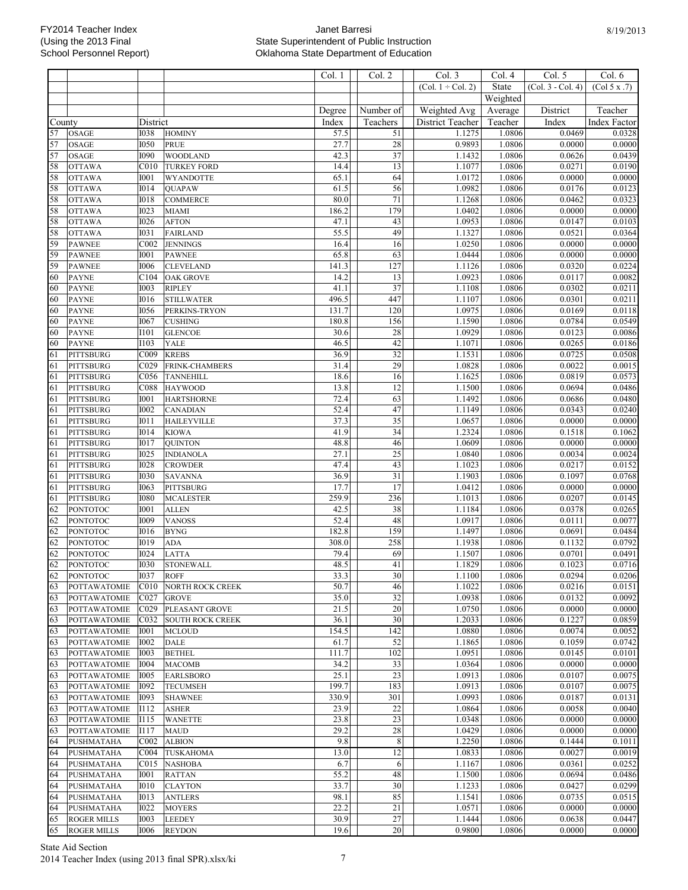| County | | District | | Col. 1 Degree Index | Col. 2 Number of Teachers | Col. 3 (Col. 1 ÷ Col. 2) Weighted Avg District Teacher | Col. 4 State Weighted Average Teacher | Col. 5 (Col. 3 - Col. 4) District Index | Col. 6 (Col 5 x .7) Teacher Index Factor |
|---|---|---|---|---|---|---|---|---|---|
| 57 | OSAGE | I038 | HOMINY | 57.5 | 51 | 1.1275 | 1.0806 | 0.0469 | 0.0328 |
| 57 | OSAGE | I050 | PRUE | 27.7 | 28 | 0.9893 | 1.0806 | 0.0000 | 0.0000 |
| 57 | OSAGE | I090 | WOODLAND | 42.3 | 37 | 1.1432 | 1.0806 | 0.0626 | 0.0439 |
| 58 | OTTAWA | C010 | TURKEY FORD | 14.4 | 13 | 1.1077 | 1.0806 | 0.0271 | 0.0190 |
| 58 | OTTAWA | I001 | WYANDOTTE | 65.1 | 64 | 1.0172 | 1.0806 | 0.0000 | 0.0000 |
| 58 | OTTAWA | I014 | QUAPAW | 61.5 | 56 | 1.0982 | 1.0806 | 0.0176 | 0.0123 |
| 58 | OTTAWA | I018 | COMMERCE | 80.0 | 71 | 1.1268 | 1.0806 | 0.0462 | 0.0323 |
| 58 | OTTAWA | I023 | MIAMI | 186.2 | 179 | 1.0402 | 1.0806 | 0.0000 | 0.0000 |
| 58 | OTTAWA | I026 | AFTON | 47.1 | 43 | 1.0953 | 1.0806 | 0.0147 | 0.0103 |
| 58 | OTTAWA | I031 | FAIRLAND | 55.5 | 49 | 1.1327 | 1.0806 | 0.0521 | 0.0364 |
| 59 | PAWNEE | C002 | JENNINGS | 16.4 | 16 | 1.0250 | 1.0806 | 0.0000 | 0.0000 |
| 59 | PAWNEE | I001 | PAWNEE | 65.8 | 63 | 1.0444 | 1.0806 | 0.0000 | 0.0000 |
| 59 | PAWNEE | I006 | CLEVELAND | 141.3 | 127 | 1.1126 | 1.0806 | 0.0320 | 0.0224 |
| 60 | PAYNE | C104 | OAK GROVE | 14.2 | 13 | 1.0923 | 1.0806 | 0.0117 | 0.0082 |
| 60 | PAYNE | I003 | RIPLEY | 41.1 | 37 | 1.1108 | 1.0806 | 0.0302 | 0.0211 |
| 60 | PAYNE | I016 | STILLWATER | 496.5 | 447 | 1.1107 | 1.0806 | 0.0301 | 0.0211 |
| 60 | PAYNE | I056 | PERKINS-TRYON | 131.7 | 120 | 1.0975 | 1.0806 | 0.0169 | 0.0118 |
| 60 | PAYNE | I067 | CUSHING | 180.8 | 156 | 1.1590 | 1.0806 | 0.0784 | 0.0549 |
| 60 | PAYNE | I101 | GLENCOE | 30.6 | 28 | 1.0929 | 1.0806 | 0.0123 | 0.0086 |
| 60 | PAYNE | I103 | YALE | 46.5 | 42 | 1.1071 | 1.0806 | 0.0265 | 0.0186 |
| 61 | PITTSBURG | C009 | KREBS | 36.9 | 32 | 1.1531 | 1.0806 | 0.0725 | 0.0508 |
| 61 | PITTSBURG | C029 | FRINK-CHAMBERS | 31.4 | 29 | 1.0828 | 1.0806 | 0.0022 | 0.0015 |
| 61 | PITTSBURG | C056 | TANNEHILL | 18.6 | 16 | 1.1625 | 1.0806 | 0.0819 | 0.0573 |
| 61 | PITTSBURG | C088 | HAYWOOD | 13.8 | 12 | 1.1500 | 1.0806 | 0.0694 | 0.0486 |
| 61 | PITTSBURG | I001 | HARTSHORNE | 72.4 | 63 | 1.1492 | 1.0806 | 0.0686 | 0.0480 |
| 61 | PITTSBURG | I002 | CANADIAN | 52.4 | 47 | 1.1149 | 1.0806 | 0.0343 | 0.0240 |
| 61 | PITTSBURG | I011 | HAILEYVILLE | 37.3 | 35 | 1.0657 | 1.0806 | 0.0000 | 0.0000 |
| 61 | PITTSBURG | I014 | KIOWA | 41.9 | 34 | 1.2324 | 1.0806 | 0.1518 | 0.1062 |
| 61 | PITTSBURG | I017 | QUINTON | 48.8 | 46 | 1.0609 | 1.0806 | 0.0000 | 0.0000 |
| 61 | PITTSBURG | I025 | INDIANOLA | 27.1 | 25 | 1.0840 | 1.0806 | 0.0034 | 0.0024 |
| 61 | PITTSBURG | I028 | CROWDER | 47.4 | 43 | 1.1023 | 1.0806 | 0.0217 | 0.0152 |
| 61 | PITTSBURG | I030 | SAVANNA | 36.9 | 31 | 1.1903 | 1.0806 | 0.1097 | 0.0768 |
| 61 | PITTSBURG | I063 | PITTSBURG | 17.7 | 17 | 1.0412 | 1.0806 | 0.0000 | 0.0000 |
| 61 | PITTSBURG | I080 | MCALESTER | 259.9 | 236 | 1.1013 | 1.0806 | 0.0207 | 0.0145 |
| 62 | PONTOTOC | I001 | ALLEN | 42.5 | 38 | 1.1184 | 1.0806 | 0.0378 | 0.0265 |
| 62 | PONTOTOC | I009 | VANOSS | 52.4 | 48 | 1.0917 | 1.0806 | 0.0111 | 0.0077 |
| 62 | PONTOTOC | I016 | BYNG | 182.8 | 159 | 1.1497 | 1.0806 | 0.0691 | 0.0484 |
| 62 | PONTOTOC | I019 | ADA | 308.0 | 258 | 1.1938 | 1.0806 | 0.1132 | 0.0792 |
| 62 | PONTOTOC | I024 | LATTA | 79.4 | 69 | 1.1507 | 1.0806 | 0.0701 | 0.0491 |
| 62 | PONTOTOC | I030 | STONEWALL | 48.5 | 41 | 1.1829 | 1.0806 | 0.1023 | 0.0716 |
| 62 | PONTOTOC | I037 | ROFF | 33.3 | 30 | 1.1100 | 1.0806 | 0.0294 | 0.0206 |
| 63 | POTTAWATOMIE | C010 | NORTH ROCK CREEK | 50.7 | 46 | 1.1022 | 1.0806 | 0.0216 | 0.0151 |
| 63 | POTTAWATOMIE | C027 | GROVE | 35.0 | 32 | 1.0938 | 1.0806 | 0.0132 | 0.0092 |
| 63 | POTTAWATOMIE | C029 | PLEASANT GROVE | 21.5 | 20 | 1.0750 | 1.0806 | 0.0000 | 0.0000 |
| 63 | POTTAWATOMIE | C032 | SOUTH ROCK CREEK | 36.1 | 30 | 1.2033 | 1.0806 | 0.1227 | 0.0859 |
| 63 | POTTAWATOMIE | I001 | MCLOUD | 154.5 | 142 | 1.0880 | 1.0806 | 0.0074 | 0.0052 |
| 63 | POTTAWATOMIE | I002 | DALE | 61.7 | 52 | 1.1865 | 1.0806 | 0.1059 | 0.0742 |
| 63 | POTTAWATOMIE | I003 | BETHEL | 111.7 | 102 | 1.0951 | 1.0806 | 0.0145 | 0.0101 |
| 63 | POTTAWATOMIE | I004 | MACOMB | 34.2 | 33 | 1.0364 | 1.0806 | 0.0000 | 0.0000 |
| 63 | POTTAWATOMIE | I005 | EARLSBORO | 25.1 | 23 | 1.0913 | 1.0806 | 0.0107 | 0.0075 |
| 63 | POTTAWATOMIE | I092 | TECUMSEH | 199.7 | 183 | 1.0913 | 1.0806 | 0.0107 | 0.0075 |
| 63 | POTTAWATOMIE | I093 | SHAWNEE | 330.9 | 301 | 1.0993 | 1.0806 | 0.0187 | 0.0131 |
| 63 | POTTAWATOMIE | I112 | ASHER | 23.9 | 22 | 1.0864 | 1.0806 | 0.0058 | 0.0040 |
| 63 | POTTAWATOMIE | I115 | WANETTE | 23.8 | 23 | 1.0348 | 1.0806 | 0.0000 | 0.0000 |
| 63 | POTTAWATOMIE | I117 | MAUD | 29.2 | 28 | 1.0429 | 1.0806 | 0.0000 | 0.0000 |
| 64 | PUSHMATAHA | C002 | ALBION | 9.8 | 8 | 1.2250 | 1.0806 | 0.1444 | 0.1011 |
| 64 | PUSHMATAHA | C004 | TUSKAHOMA | 13.0 | 12 | 1.0833 | 1.0806 | 0.0027 | 0.0019 |
| 64 | PUSHMATAHA | C015 | NASHOBA | 6.7 | 6 | 1.1167 | 1.0806 | 0.0361 | 0.0252 |
| 64 | PUSHMATAHA | I001 | RATTAN | 55.2 | 48 | 1.1500 | 1.0806 | 0.0694 | 0.0486 |
| 64 | PUSHMATAHA | I010 | CLAYTON | 33.7 | 30 | 1.1233 | 1.0806 | 0.0427 | 0.0299 |
| 64 | PUSHMATAHA | I013 | ANTLERS | 98.1 | 85 | 1.1541 | 1.0806 | 0.0735 | 0.0515 |
| 64 | PUSHMATAHA | I022 | MOYERS | 22.2 | 21 | 1.0571 | 1.0806 | 0.0000 | 0.0000 |
| 65 | ROGER MILLS | I003 | LEEDEY | 30.9 | 27 | 1.1444 | 1.0806 | 0.0638 | 0.0447 |
| 65 | ROGER MILLS | I006 | REYDON | 19.6 | 20 | 0.9800 | 1.0806 | 0.0000 | 0.0000 |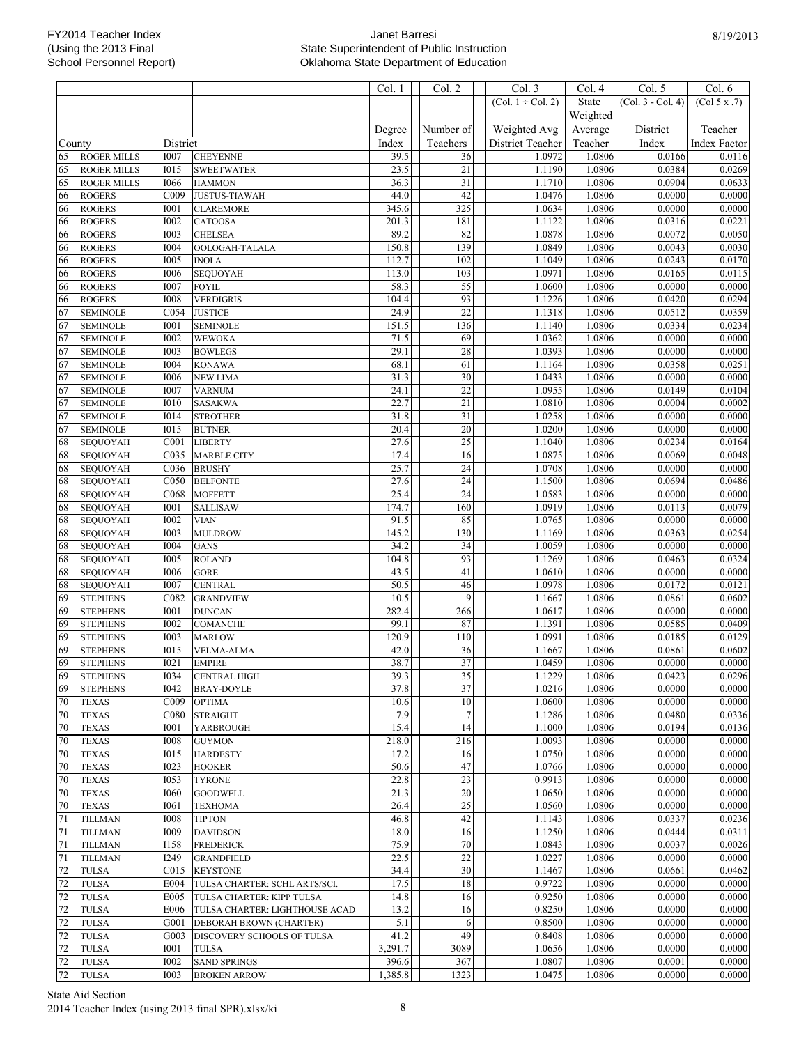| County | | District | | Col. 1 | Col. 2 | Col. 3 | Col. 4 | Col. 5 | Col. 6 |
|---|---|---|---|---|---|---|---|---|---|
| | | | | | | (Col. 1 ÷ Col. 2) | State | (Col. 3 - Col. 4) | (Col 5 x .7) |
| | | | | | | | Weighted | | |
| | | | | Degree | Number of | Weighted Avg | Average | District | Teacher |
| | | | | Index | Teachers | District Teacher | Teacher | Index | Index Factor |
| 65 | ROGER MILLS | I007 | CHEYENNE | 39.5 | 36 | 1.0972 | 1.0806 | 0.0166 | 0.0116 |
| 65 | ROGER MILLS | I015 | SWEETWATER | 23.5 | 21 | 1.1190 | 1.0806 | 0.0384 | 0.0269 |
| 65 | ROGER MILLS | I066 | HAMMON | 36.3 | 31 | 1.1710 | 1.0806 | 0.0904 | 0.0633 |
| 66 | ROGERS | C009 | JUSTUS-TIAWAH | 44.0 | 42 | 1.0476 | 1.0806 | 0.0000 | 0.0000 |
| 66 | ROGERS | I001 | CLAREMORE | 345.6 | 325 | 1.0634 | 1.0806 | 0.0000 | 0.0000 |
| 66 | ROGERS | I002 | CATOOSA | 201.3 | 181 | 1.1122 | 1.0806 | 0.0316 | 0.0221 |
| 66 | ROGERS | I003 | CHELSEA | 89.2 | 82 | 1.0878 | 1.0806 | 0.0072 | 0.0050 |
| 66 | ROGERS | I004 | OOLOGAH-TALALA | 150.8 | 139 | 1.0849 | 1.0806 | 0.0043 | 0.0030 |
| 66 | ROGERS | I005 | INOLA | 112.7 | 102 | 1.1049 | 1.0806 | 0.0243 | 0.0170 |
| 66 | ROGERS | I006 | SEQUOYAH | 113.0 | 103 | 1.0971 | 1.0806 | 0.0165 | 0.0115 |
| 66 | ROGERS | I007 | FOYIL | 58.3 | 55 | 1.0600 | 1.0806 | 0.0000 | 0.0000 |
| 66 | ROGERS | I008 | VERDIGRIS | 104.4 | 93 | 1.1226 | 1.0806 | 0.0420 | 0.0294 |
| 67 | SEMINOLE | C054 | JUSTICE | 24.9 | 22 | 1.1318 | 1.0806 | 0.0512 | 0.0359 |
| 67 | SEMINOLE | I001 | SEMINOLE | 151.5 | 136 | 1.1140 | 1.0806 | 0.0334 | 0.0234 |
| 67 | SEMINOLE | I002 | WEWOKA | 71.5 | 69 | 1.0362 | 1.0806 | 0.0000 | 0.0000 |
| 67 | SEMINOLE | I003 | BOWLEGS | 29.1 | 28 | 1.0393 | 1.0806 | 0.0000 | 0.0000 |
| 67 | SEMINOLE | I004 | KONAWA | 68.1 | 61 | 1.1164 | 1.0806 | 0.0358 | 0.0251 |
| 67 | SEMINOLE | I006 | NEW LIMA | 31.3 | 30 | 1.0433 | 1.0806 | 0.0000 | 0.0000 |
| 67 | SEMINOLE | I007 | VARNUM | 24.1 | 22 | 1.0955 | 1.0806 | 0.0149 | 0.0104 |
| 67 | SEMINOLE | I010 | SASAKWA | 22.7 | 21 | 1.0810 | 1.0806 | 0.0004 | 0.0002 |
| 67 | SEMINOLE | I014 | STROTHER | 31.8 | 31 | 1.0258 | 1.0806 | 0.0000 | 0.0000 |
| 67 | SEMINOLE | I015 | BUTNER | 20.4 | 20 | 1.0200 | 1.0806 | 0.0000 | 0.0000 |
| 68 | SEQUOYAH | C001 | LIBERTY | 27.6 | 25 | 1.1040 | 1.0806 | 0.0234 | 0.0164 |
| 68 | SEQUOYAH | C035 | MARBLE CITY | 17.4 | 16 | 1.0875 | 1.0806 | 0.0069 | 0.0048 |
| 68 | SEQUOYAH | C036 | BRUSHY | 25.7 | 24 | 1.0708 | 1.0806 | 0.0000 | 0.0000 |
| 68 | SEQUOYAH | C050 | BELFONTE | 27.6 | 24 | 1.1500 | 1.0806 | 0.0694 | 0.0486 |
| 68 | SEQUOYAH | C068 | MOFFETT | 25.4 | 24 | 1.0583 | 1.0806 | 0.0000 | 0.0000 |
| 68 | SEQUOYAH | I001 | SALLISAW | 174.7 | 160 | 1.0919 | 1.0806 | 0.0113 | 0.0079 |
| 68 | SEQUOYAH | I002 | VIAN | 91.5 | 85 | 1.0765 | 1.0806 | 0.0000 | 0.0000 |
| 68 | SEQUOYAH | I003 | MULDROW | 145.2 | 130 | 1.1169 | 1.0806 | 0.0363 | 0.0254 |
| 68 | SEQUOYAH | I004 | GANS | 34.2 | 34 | 1.0059 | 1.0806 | 0.0000 | 0.0000 |
| 68 | SEQUOYAH | I005 | ROLAND | 104.8 | 93 | 1.1269 | 1.0806 | 0.0463 | 0.0324 |
| 68 | SEQUOYAH | I006 | GORE | 43.5 | 41 | 1.0610 | 1.0806 | 0.0000 | 0.0000 |
| 68 | SEQUOYAH | I007 | CENTRAL | 50.5 | 46 | 1.0978 | 1.0806 | 0.0172 | 0.0121 |
| 69 | STEPHENS | C082 | GRANDVIEW | 10.5 | 9 | 1.1667 | 1.0806 | 0.0861 | 0.0602 |
| 69 | STEPHENS | I001 | DUNCAN | 282.4 | 266 | 1.0617 | 1.0806 | 0.0000 | 0.0000 |
| 69 | STEPHENS | I002 | COMANCHE | 99.1 | 87 | 1.1391 | 1.0806 | 0.0585 | 0.0409 |
| 69 | STEPHENS | I003 | MARLOW | 120.9 | 110 | 1.0991 | 1.0806 | 0.0185 | 0.0129 |
| 69 | STEPHENS | I015 | VELMA-ALMA | 42.0 | 36 | 1.1667 | 1.0806 | 0.0861 | 0.0602 |
| 69 | STEPHENS | I021 | EMPIRE | 38.7 | 37 | 1.0459 | 1.0806 | 0.0000 | 0.0000 |
| 69 | STEPHENS | I034 | CENTRAL HIGH | 39.3 | 35 | 1.1229 | 1.0806 | 0.0423 | 0.0296 |
| 69 | STEPHENS | I042 | BRAY-DOYLE | 37.8 | 37 | 1.0216 | 1.0806 | 0.0000 | 0.0000 |
| 70 | TEXAS | C009 | OPTIMA | 10.6 | 10 | 1.0600 | 1.0806 | 0.0000 | 0.0000 |
| 70 | TEXAS | C080 | STRAIGHT | 7.9 | 7 | 1.1286 | 1.0806 | 0.0480 | 0.0336 |
| 70 | TEXAS | I001 | YARBROUGH | 15.4 | 14 | 1.1000 | 1.0806 | 0.0194 | 0.0136 |
| 70 | TEXAS | I008 | GUYMON | 218.0 | 216 | 1.0093 | 1.0806 | 0.0000 | 0.0000 |
| 70 | TEXAS | I015 | HARDESTY | 17.2 | 16 | 1.0750 | 1.0806 | 0.0000 | 0.0000 |
| 70 | TEXAS | I023 | HOOKER | 50.6 | 47 | 1.0766 | 1.0806 | 0.0000 | 0.0000 |
| 70 | TEXAS | I053 | TYRONE | 22.8 | 23 | 0.9913 | 1.0806 | 0.0000 | 0.0000 |
| 70 | TEXAS | I060 | GOODWELL | 21.3 | 20 | 1.0650 | 1.0806 | 0.0000 | 0.0000 |
| 70 | TEXAS | I061 | TEXHOMA | 26.4 | 25 | 1.0560 | 1.0806 | 0.0000 | 0.0000 |
| 71 | TILLMAN | I008 | TIPTON | 46.8 | 42 | 1.1143 | 1.0806 | 0.0337 | 0.0236 |
| 71 | TILLMAN | I009 | DAVIDSON | 18.0 | 16 | 1.1250 | 1.0806 | 0.0444 | 0.0311 |
| 71 | TILLMAN | I158 | FREDERICK | 75.9 | 70 | 1.0843 | 1.0806 | 0.0037 | 0.0026 |
| 71 | TILLMAN | I249 | GRANDFIELD | 22.5 | 22 | 1.0227 | 1.0806 | 0.0000 | 0.0000 |
| 72 | TULSA | C015 | KEYSTONE | 34.4 | 30 | 1.1467 | 1.0806 | 0.0661 | 0.0462 |
| 72 | TULSA | E004 | TULSA CHARTER: SCHL ARTS/SCI. | 17.5 | 18 | 0.9722 | 1.0806 | 0.0000 | 0.0000 |
| 72 | TULSA | E005 | TULSA CHARTER: KIPP TULSA | 14.8 | 16 | 0.9250 | 1.0806 | 0.0000 | 0.0000 |
| 72 | TULSA | E006 | TULSA CHARTER: LIGHTHOUSE ACAD | 13.2 | 16 | 0.8250 | 1.0806 | 0.0000 | 0.0000 |
| 72 | TULSA | G001 | DEBORAH BROWN (CHARTER) | 5.1 | 6 | 0.8500 | 1.0806 | 0.0000 | 0.0000 |
| 72 | TULSA | G003 | DISCOVERY SCHOOLS OF TULSA | 41.2 | 49 | 0.8408 | 1.0806 | 0.0000 | 0.0000 |
| 72 | TULSA | I001 | TULSA | 3,291.7 | 3089 | 1.0656 | 1.0806 | 0.0000 | 0.0000 |
| 72 | TULSA | I002 | SAND SPRINGS | 396.6 | 367 | 1.0807 | 1.0806 | 0.0001 | 0.0000 |
| 72 | TULSA | I003 | BROKEN ARROW | 1,385.8 | 1323 | 1.0475 | 1.0806 | 0.0000 | 0.0000 |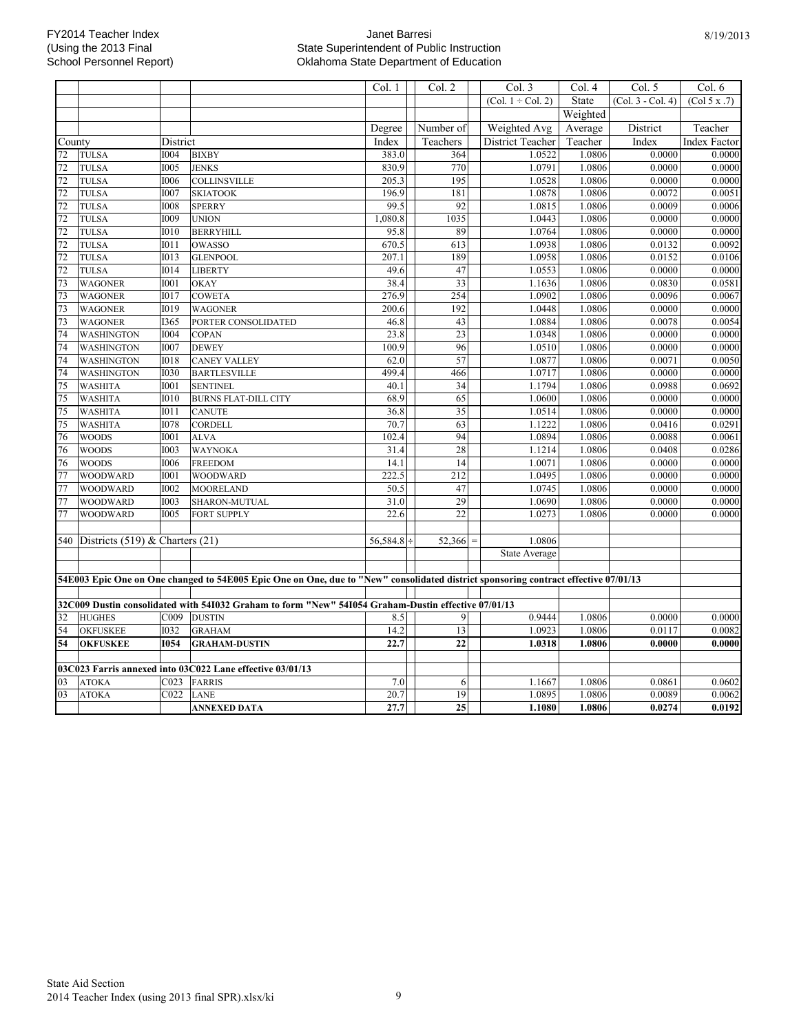FY2014 Teacher Index
(Using the 2013 Final School Personnel Report)

Janet Barresi
State Superintendent of Public Instruction
Oklahoma State Department of Education

8/19/2013

| County | | District | | Col. 1 | Col. 2 | Col. 3 | Col. 4 | Col. 5 | Col. 6 |
|---|---|---|---|---|---|---|---|---|---|
| | | | | | | (Col. 1 ÷ Col. 2) | State Weighted | (Col. 3 - Col. 4) | (Col 5 x .7) |
| | | | | Degree Index | Number of Teachers | Weighted Avg District Teacher | Average Teacher | District Index | Teacher Index Factor |
| 72 | TULSA | I004 | BIXBY | 383.0 | 364 | 1.0522 | 1.0806 | 0.0000 | 0.0000 |
| 72 | TULSA | I005 | JENKS | 830.9 | 770 | 1.0791 | 1.0806 | 0.0000 | 0.0000 |
| 72 | TULSA | I006 | COLLINSVILLE | 205.3 | 195 | 1.0528 | 1.0806 | 0.0000 | 0.0000 |
| 72 | TULSA | I007 | SKIATOOK | 196.9 | 181 | 1.0878 | 1.0806 | 0.0072 | 0.0051 |
| 72 | TULSA | I008 | SPERRY | 99.5 | 92 | 1.0815 | 1.0806 | 0.0009 | 0.0006 |
| 72 | TULSA | I009 | UNION | 1,080.8 | 1035 | 1.0443 | 1.0806 | 0.0000 | 0.0000 |
| 72 | TULSA | I010 | BERRYHILL | 95.8 | 89 | 1.0764 | 1.0806 | 0.0000 | 0.0000 |
| 72 | TULSA | I011 | OWASSO | 670.5 | 613 | 1.0938 | 1.0806 | 0.0132 | 0.0092 |
| 72 | TULSA | I013 | GLENPOOL | 207.1 | 189 | 1.0958 | 1.0806 | 0.0152 | 0.0106 |
| 72 | TULSA | I014 | LIBERTY | 49.6 | 47 | 1.0553 | 1.0806 | 0.0000 | 0.0000 |
| 73 | WAGONER | I001 | OKAY | 38.4 | 33 | 1.1636 | 1.0806 | 0.0830 | 0.0581 |
| 73 | WAGONER | I017 | COWETA | 276.9 | 254 | 1.0902 | 1.0806 | 0.0096 | 0.0067 |
| 73 | WAGONER | I019 | WAGONER | 200.6 | 192 | 1.0448 | 1.0806 | 0.0000 | 0.0000 |
| 73 | WAGONER | I365 | PORTER CONSOLIDATED | 46.8 | 43 | 1.0884 | 1.0806 | 0.0078 | 0.0054 |
| 74 | WASHINGTON | I004 | COPAN | 23.8 | 23 | 1.0348 | 1.0806 | 0.0000 | 0.0000 |
| 74 | WASHINGTON | I007 | DEWEY | 100.9 | 96 | 1.0510 | 1.0806 | 0.0000 | 0.0000 |
| 74 | WASHINGTON | I018 | CANEY VALLEY | 62.0 | 57 | 1.0877 | 1.0806 | 0.0071 | 0.0050 |
| 74 | WASHINGTON | I030 | BARTLESVILLE | 499.4 | 466 | 1.0717 | 1.0806 | 0.0000 | 0.0000 |
| 75 | WASHITA | I001 | SENTINEL | 40.1 | 34 | 1.1794 | 1.0806 | 0.0988 | 0.0692 |
| 75 | WASHITA | I010 | BURNS FLAT-DILL CITY | 68.9 | 65 | 1.0600 | 1.0806 | 0.0000 | 0.0000 |
| 75 | WASHITA | I011 | CANUTE | 36.8 | 35 | 1.0514 | 1.0806 | 0.0000 | 0.0000 |
| 75 | WASHITA | I078 | CORDELL | 70.7 | 63 | 1.1222 | 1.0806 | 0.0416 | 0.0291 |
| 76 | WOODS | I001 | ALVA | 102.4 | 94 | 1.0894 | 1.0806 | 0.0088 | 0.0061 |
| 76 | WOODS | I003 | WAYNOKA | 31.4 | 28 | 1.1214 | 1.0806 | 0.0408 | 0.0286 |
| 76 | WOODS | I006 | FREEDOM | 14.1 | 14 | 1.0071 | 1.0806 | 0.0000 | 0.0000 |
| 77 | WOODWARD | I001 | WOODWARD | 222.5 | 212 | 1.0495 | 1.0806 | 0.0000 | 0.0000 |
| 77 | WOODWARD | I002 | MOORELAND | 50.5 | 47 | 1.0745 | 1.0806 | 0.0000 | 0.0000 |
| 77 | WOODWARD | I003 | SHARON-MUTUAL | 31.0 | 29 | 1.0690 | 1.0806 | 0.0000 | 0.0000 |
| 77 | WOODWARD | I005 | FORT SUPPLY | 22.6 | 22 | 1.0273 | 1.0806 | 0.0000 | 0.0000 |
| 540 | Districts (519) & Charters (21) | | | 56,584.8 ÷ | 52,366 = | 1.0806 | | | |
| | | | | | | State Average | | | |

**54E003 Epic One on One changed to 54E005 Epic One on One, due to "New" consolidated district sponsoring contract effective 07/01/13**

**32C009 Dustin consolidated with 54I032 Graham to form "New" 54I054 Graham-Dustin effective 07/01/13**

| | | | | Col. 1 | Col. 2 | Col. 3 | Col. 4 | Col. 5 | Col. 6 |
|---|---|---|---|---|---|---|---|---|---|
| 32 | HUGHES | C009 | DUSTIN | 8.5 | 9 | 0.9444 | 1.0806 | 0.0000 | 0.0000 |
| 54 | OKFUSKEE | I032 | GRAHAM | 14.2 | 13 | 1.0923 | 1.0806 | 0.0117 | 0.0082 |
| **54** | **OKFUSKEE** | **I054** | **GRAHAM-DUSTIN** | **22.7** | **22** | **1.0318** | **1.0806** | **0.0000** | **0.0000** |

**03C023 Farris annexed into 03C022 Lane effective 03/01/13**

| | | | | Col. 1 | Col. 2 | Col. 3 | Col. 4 | Col. 5 | Col. 6 |
|---|---|---|---|---|---|---|---|---|---|
| 03 | ATOKA | C023 | FARRIS | 7.0 | 6 | 1.1667 | 1.0806 | 0.0861 | 0.0602 |
| 03 | ATOKA | C022 | LANE | 20.7 | 19 | 1.0895 | 1.0806 | 0.0089 | 0.0062 |
| | | | **ANNEXED DATA** | **27.7** | **25** | **1.1080** | **1.0806** | **0.0274** | **0.0192** |

State Aid Section
2014 Teacher Index (using 2013 final SPR).xlsx/ki